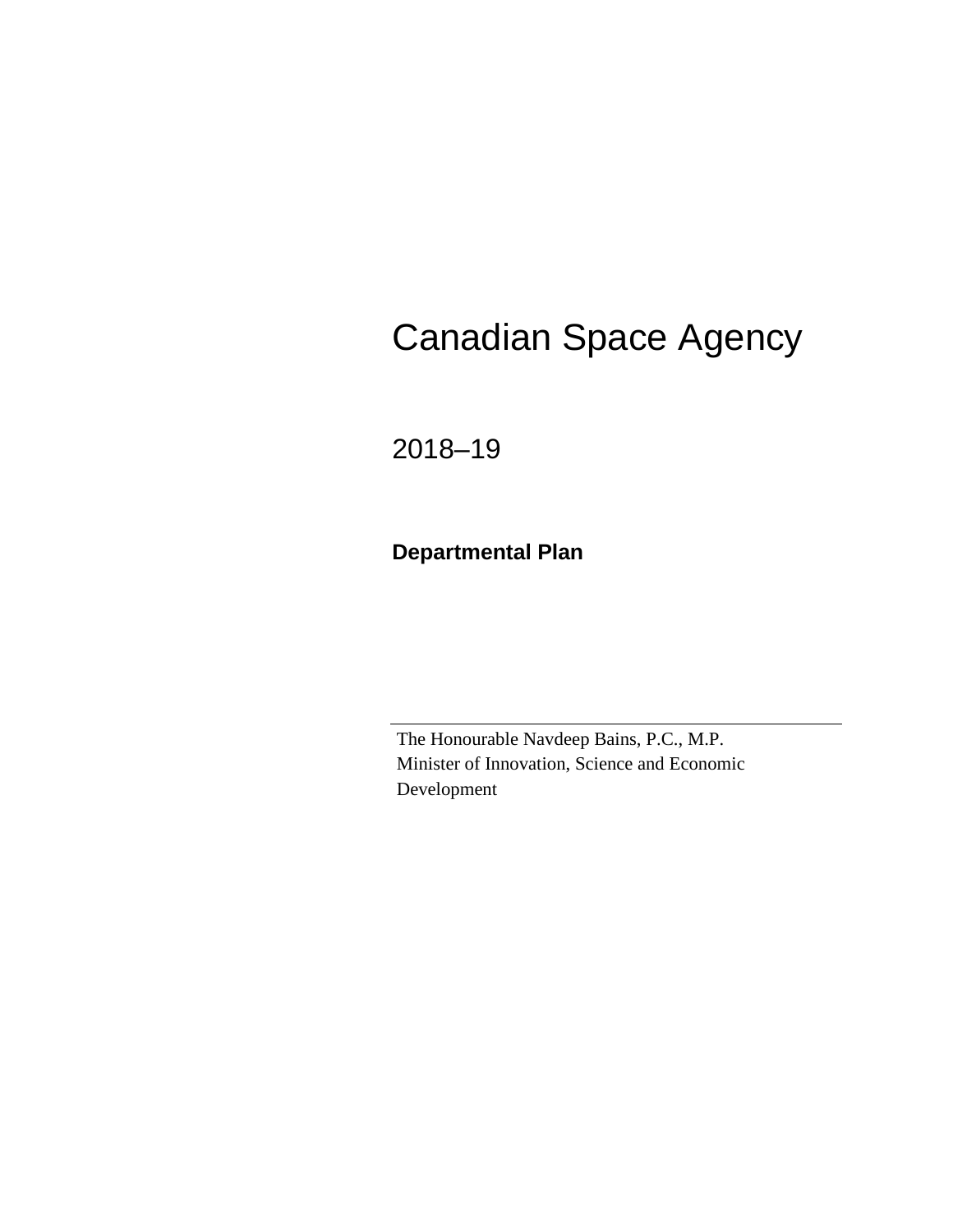# Canadian Space Agency

## 2018–19

### Departmental Plan

---

The Honourable Navdeep Bains, P.C., M.P.
Minister of Innovation, Science and Economic Development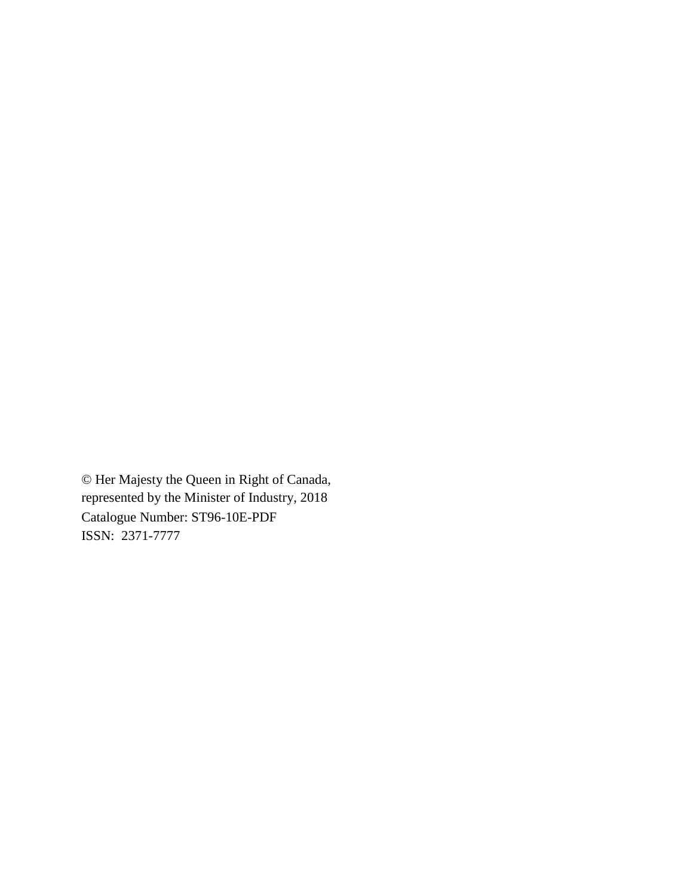© Her Majesty the Queen in Right of Canada,
represented by the Minister of Industry, 2018
Catalogue Number: ST96-10E-PDF
ISSN: 2371-7777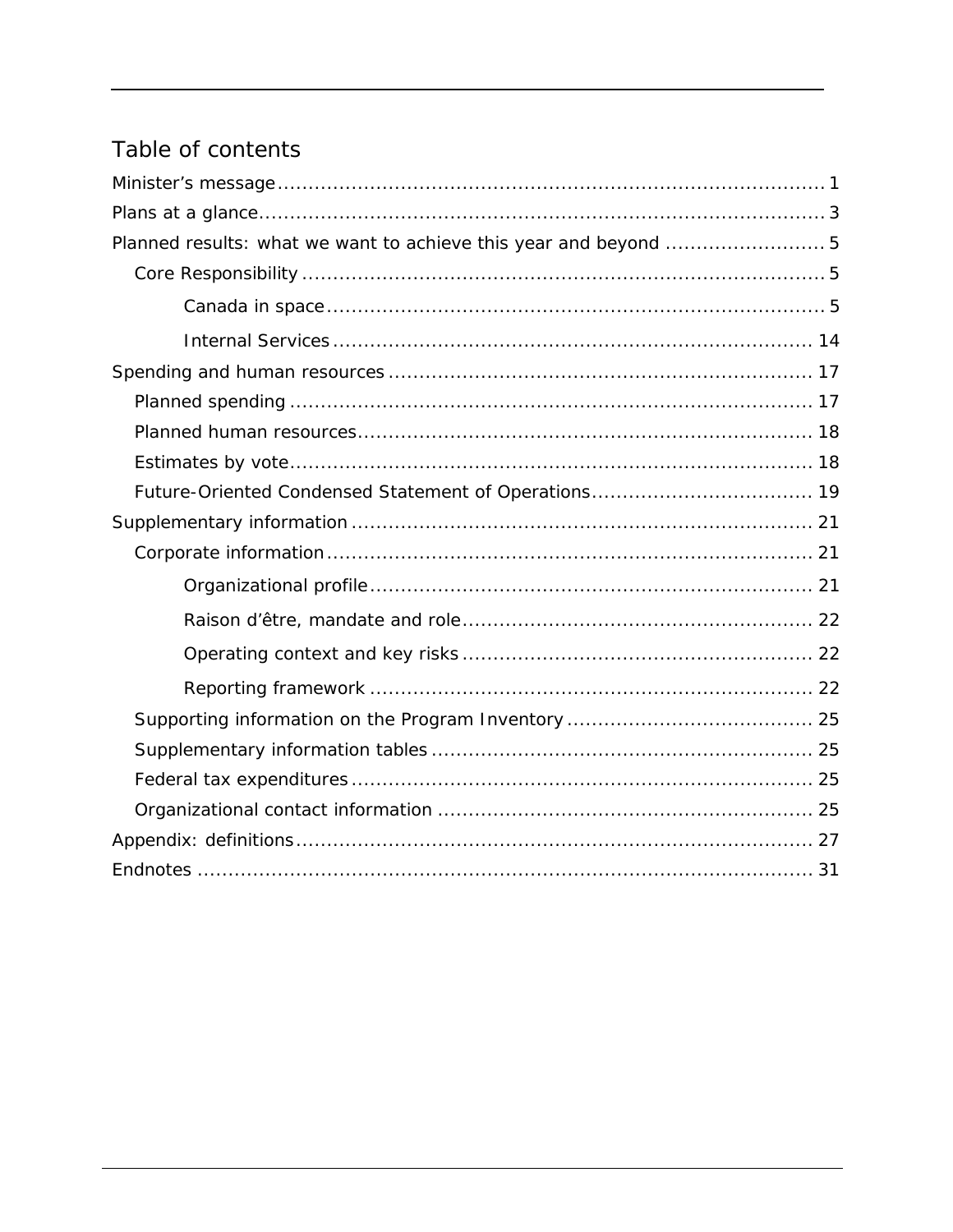# Table of contents

- Minister's message ... 1
- Plans at a glance ... 3
- Planned results: what we want to achieve this year and beyond ... 5
  - Core Responsibility ... 5
    - Canada in space ... 5
    - Internal Services ... 14
- Spending and human resources ... 17
  - Planned spending ... 17
  - Planned human resources ... 18
  - Estimates by vote ... 18
  - Future-Oriented Condensed Statement of Operations ... 19
- Supplementary information ... 21
  - Corporate information ... 21
    - Organizational profile ... 21
    - Raison d'être, mandate and role ... 22
    - Operating context and key risks ... 22
    - Reporting framework ... 22
  - Supporting information on the Program Inventory ... 25
  - Supplementary information tables ... 25
  - Federal tax expenditures ... 25
  - Organizational contact information ... 25
- Appendix: definitions ... 27
- Endnotes ... 31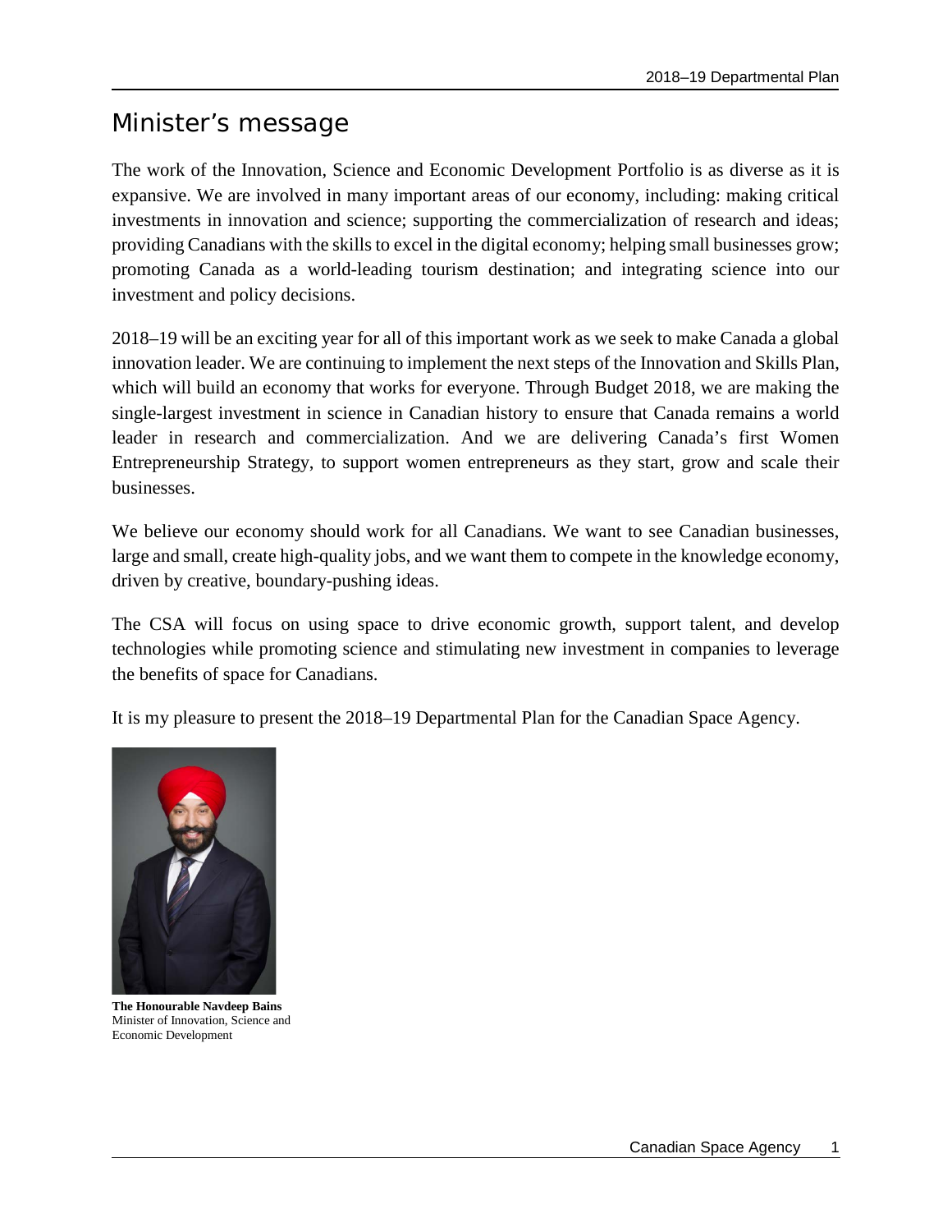# Minister's message

The work of the Innovation, Science and Economic Development Portfolio is as diverse as it is expansive. We are involved in many important areas of our economy, including: making critical investments in innovation and science; supporting the commercialization of research and ideas; providing Canadians with the skills to excel in the digital economy; helping small businesses grow; promoting Canada as a world-leading tourism destination; and integrating science into our investment and policy decisions.

2018–19 will be an exciting year for all of this important work as we seek to make Canada a global innovation leader. We are continuing to implement the next steps of the Innovation and Skills Plan, which will build an economy that works for everyone. Through Budget 2018, we are making the single-largest investment in science in Canadian history to ensure that Canada remains a world leader in research and commercialization. And we are delivering Canada's first Women Entrepreneurship Strategy, to support women entrepreneurs as they start, grow and scale their businesses.

We believe our economy should work for all Canadians. We want to see Canadian businesses, large and small, create high-quality jobs, and we want them to compete in the knowledge economy, driven by creative, boundary-pushing ideas.

The CSA will focus on using space to drive economic growth, support talent, and develop technologies while promoting science and stimulating new investment in companies to leverage the benefits of space for Canadians.

It is my pleasure to present the 2018–19 Departmental Plan for the Canadian Space Agency.

**The Honourable Navdeep Bains**
Minister of Innovation, Science and Economic Development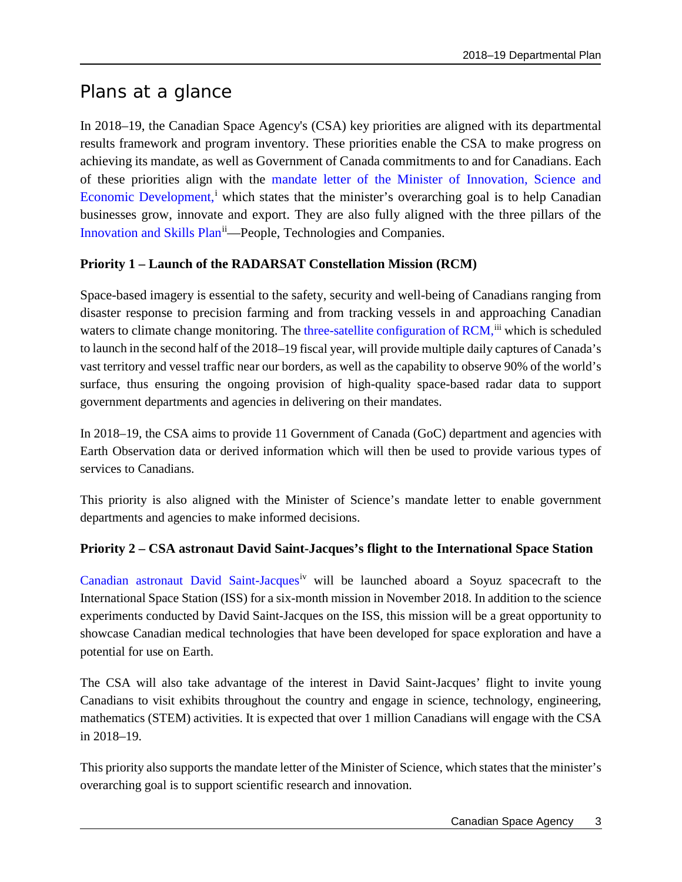# Plans at a glance

In 2018–19, the Canadian Space Agency's (CSA) key priorities are aligned with its departmental results framework and program inventory. These priorities enable the CSA to make progress on achieving its mandate, as well as Government of Canada commitments to and for Canadians. Each of these priorities align with the mandate letter of the Minister of Innovation, Science and Economic Development,[i] which states that the minister's overarching goal is to help Canadian businesses grow, innovate and export. They are also fully aligned with the three pillars of the Innovation and Skills Plan[ii]—People, Technologies and Companies.

**Priority 1 – Launch of the RADARSAT Constellation Mission (RCM)**

Space-based imagery is essential to the safety, security and well-being of Canadians ranging from disaster response to precision farming and from tracking vessels in and approaching Canadian waters to climate change monitoring. The three-satellite configuration of RCM,[iii] which is scheduled to launch in the second half of the 2018–19 fiscal year, will provide multiple daily captures of Canada's vast territory and vessel traffic near our borders, as well as the capability to observe 90% of the world's surface, thus ensuring the ongoing provision of high-quality space-based radar data to support government departments and agencies in delivering on their mandates.

In 2018–19, the CSA aims to provide 11 Government of Canada (GoC) department and agencies with Earth Observation data or derived information which will then be used to provide various types of services to Canadians.

This priority is also aligned with the Minister of Science's mandate letter to enable government departments and agencies to make informed decisions.

**Priority 2 – CSA astronaut David Saint-Jacques's flight to the International Space Station**

Canadian astronaut David Saint-Jacques[iv] will be launched aboard a Soyuz spacecraft to the International Space Station (ISS) for a six-month mission in November 2018. In addition to the science experiments conducted by David Saint-Jacques on the ISS, this mission will be a great opportunity to showcase Canadian medical technologies that have been developed for space exploration and have a potential for use on Earth.

The CSA will also take advantage of the interest in David Saint-Jacques' flight to invite young Canadians to visit exhibits throughout the country and engage in science, technology, engineering, mathematics (STEM) activities. It is expected that over 1 million Canadians will engage with the CSA in 2018–19.

This priority also supports the mandate letter of the Minister of Science, which states that the minister's overarching goal is to support scientific research and innovation.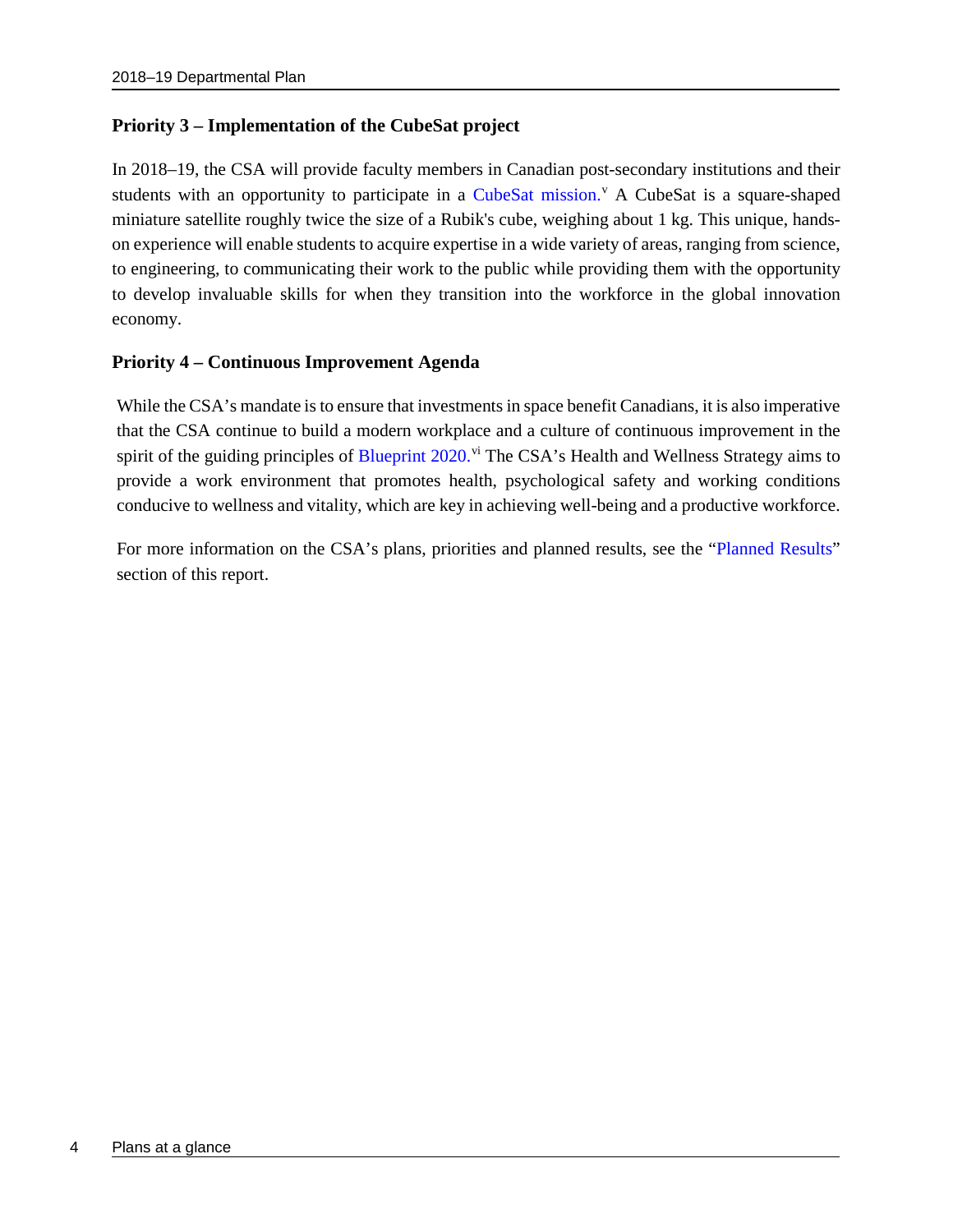### Priority 3 – Implementation of the CubeSat project

In 2018–19, the CSA will provide faculty members in Canadian post-secondary institutions and their students with an opportunity to participate in a CubeSat mission.[v] A CubeSat is a square-shaped miniature satellite roughly twice the size of a Rubik's cube, weighing about 1 kg. This unique, hands-on experience will enable students to acquire expertise in a wide variety of areas, ranging from science, to engineering, to communicating their work to the public while providing them with the opportunity to develop invaluable skills for when they transition into the workforce in the global innovation economy.

### Priority 4 – Continuous Improvement Agenda

While the CSA's mandate is to ensure that investments in space benefit Canadians, it is also imperative that the CSA continue to build a modern workplace and a culture of continuous improvement in the spirit of the guiding principles of Blueprint 2020.[vi] The CSA's Health and Wellness Strategy aims to provide a work environment that promotes health, psychological safety and working conditions conducive to wellness and vitality, which are key in achieving well-being and a productive workforce.

For more information on the CSA's plans, priorities and planned results, see the "Planned Results" section of this report.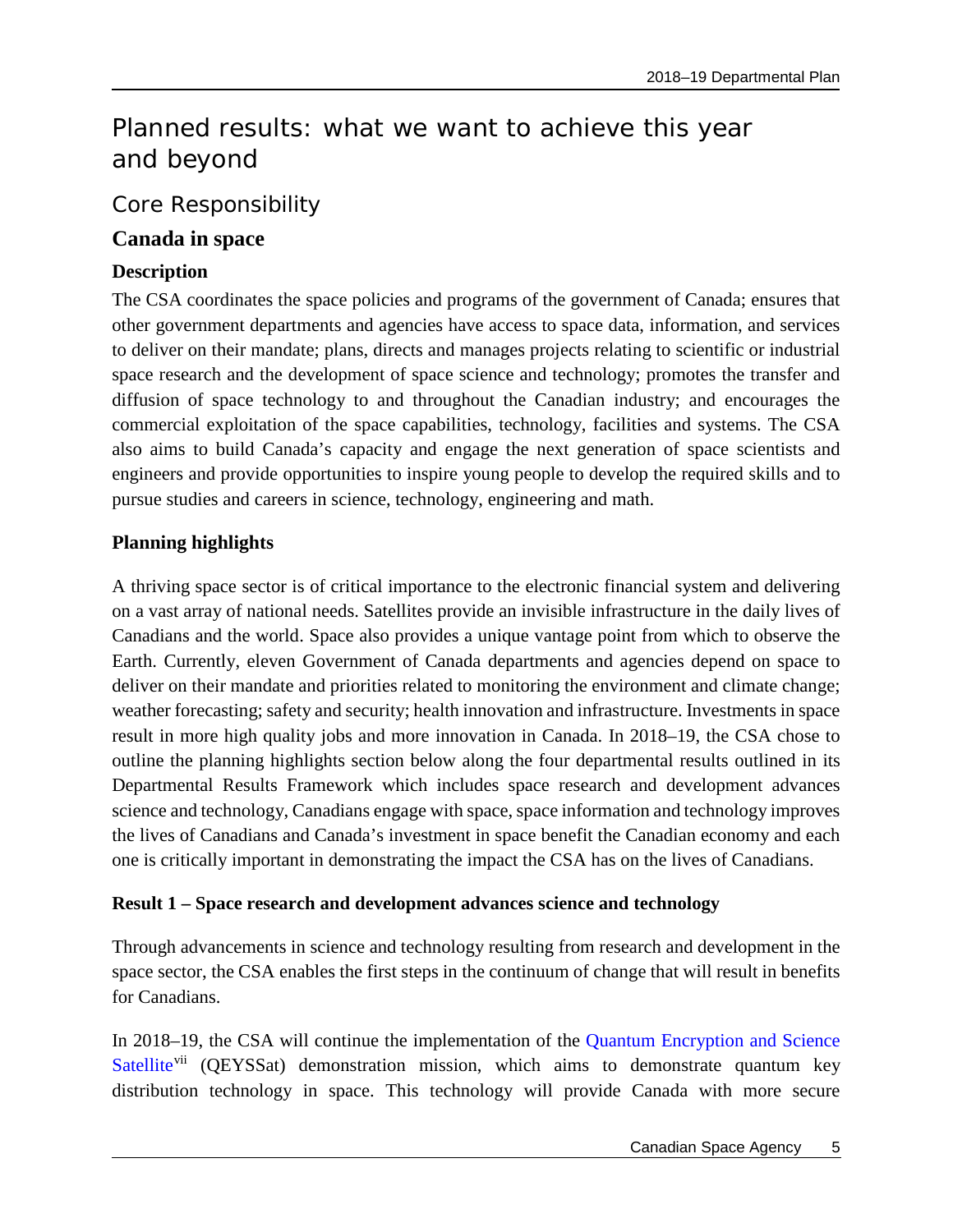# Planned results: what we want to achieve this year and beyond

## Core Responsibility

### Canada in space

#### Description

The CSA coordinates the space policies and programs of the government of Canada; ensures that other government departments and agencies have access to space data, information, and services to deliver on their mandate; plans, directs and manages projects relating to scientific or industrial space research and the development of space science and technology; promotes the transfer and diffusion of space technology to and throughout the Canadian industry; and encourages the commercial exploitation of the space capabilities, technology, facilities and systems. The CSA also aims to build Canada's capacity and engage the next generation of space scientists and engineers and provide opportunities to inspire young people to develop the required skills and to pursue studies and careers in science, technology, engineering and math.

#### Planning highlights

A thriving space sector is of critical importance to the electronic financial system and delivering on a vast array of national needs. Satellites provide an invisible infrastructure in the daily lives of Canadians and the world. Space also provides a unique vantage point from which to observe the Earth. Currently, eleven Government of Canada departments and agencies depend on space to deliver on their mandate and priorities related to monitoring the environment and climate change; weather forecasting; safety and security; health innovation and infrastructure. Investments in space result in more high quality jobs and more innovation in Canada. In 2018–19, the CSA chose to outline the planning highlights section below along the four departmental results outlined in its Departmental Results Framework which includes space research and development advances science and technology, Canadians engage with space, space information and technology improves the lives of Canadians and Canada's investment in space benefit the Canadian economy and each one is critically important in demonstrating the impact the CSA has on the lives of Canadians.

**Result 1 – Space research and development advances science and technology**

Through advancements in science and technology resulting from research and development in the space sector, the CSA enables the first steps in the continuum of change that will result in benefits for Canadians.

In 2018–19, the CSA will continue the implementation of the Quantum Encryption and Science Satellite[vii] (QEYSSat) demonstration mission, which aims to demonstrate quantum key distribution technology in space. This technology will provide Canada with more secure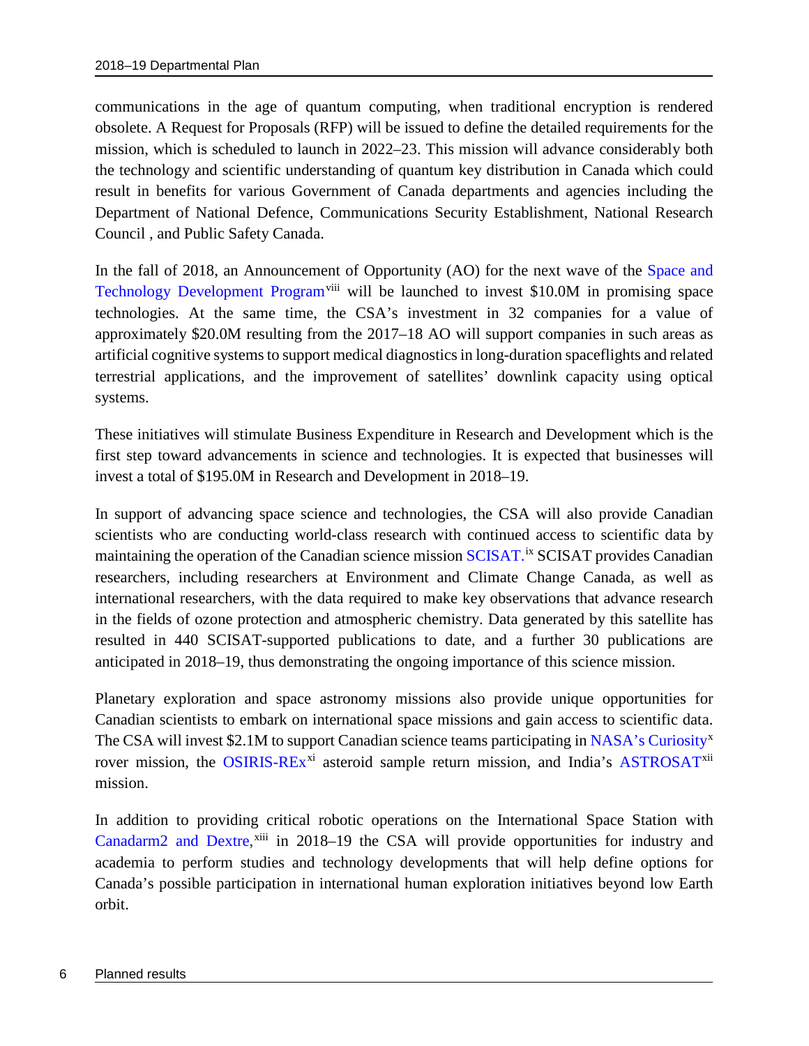communications in the age of quantum computing, when traditional encryption is rendered obsolete. A Request for Proposals (RFP) will be issued to define the detailed requirements for the mission, which is scheduled to launch in 2022–23. This mission will advance considerably both the technology and scientific understanding of quantum key distribution in Canada which could result in benefits for various Government of Canada departments and agencies including the Department of National Defence, Communications Security Establishment, National Research Council , and Public Safety Canada.

In the fall of 2018, an Announcement of Opportunity (AO) for the next wave of the Space and Technology Development Program[viii] will be launched to invest $10.0M in promising space technologies. At the same time, the CSA's investment in 32 companies for a value of approximately $20.0M resulting from the 2017–18 AO will support companies in such areas as artificial cognitive systems to support medical diagnostics in long-duration spaceflights and related terrestrial applications, and the improvement of satellites' downlink capacity using optical systems.

These initiatives will stimulate Business Expenditure in Research and Development which is the first step toward advancements in science and technologies. It is expected that businesses will invest a total of $195.0M in Research and Development in 2018–19.

In support of advancing space science and technologies, the CSA will also provide Canadian scientists who are conducting world-class research with continued access to scientific data by maintaining the operation of the Canadian science mission SCISAT.[ix] SCISAT provides Canadian researchers, including researchers at Environment and Climate Change Canada, as well as international researchers, with the data required to make key observations that advance research in the fields of ozone protection and atmospheric chemistry. Data generated by this satellite has resulted in 440 SCISAT-supported publications to date, and a further 30 publications are anticipated in 2018–19, thus demonstrating the ongoing importance of this science mission.

Planetary exploration and space astronomy missions also provide unique opportunities for Canadian scientists to embark on international space missions and gain access to scientific data. The CSA will invest $2.1M to support Canadian science teams participating in NASA's Curiosity[x] rover mission, the OSIRIS-REx[xi] asteroid sample return mission, and India's ASTROSAT[xii] mission.

In addition to providing critical robotic operations on the International Space Station with Canadarm2 and Dextre,[xiii] in 2018–19 the CSA will provide opportunities for industry and academia to perform studies and technology developments that will help define options for Canada's possible participation in international human exploration initiatives beyond low Earth orbit.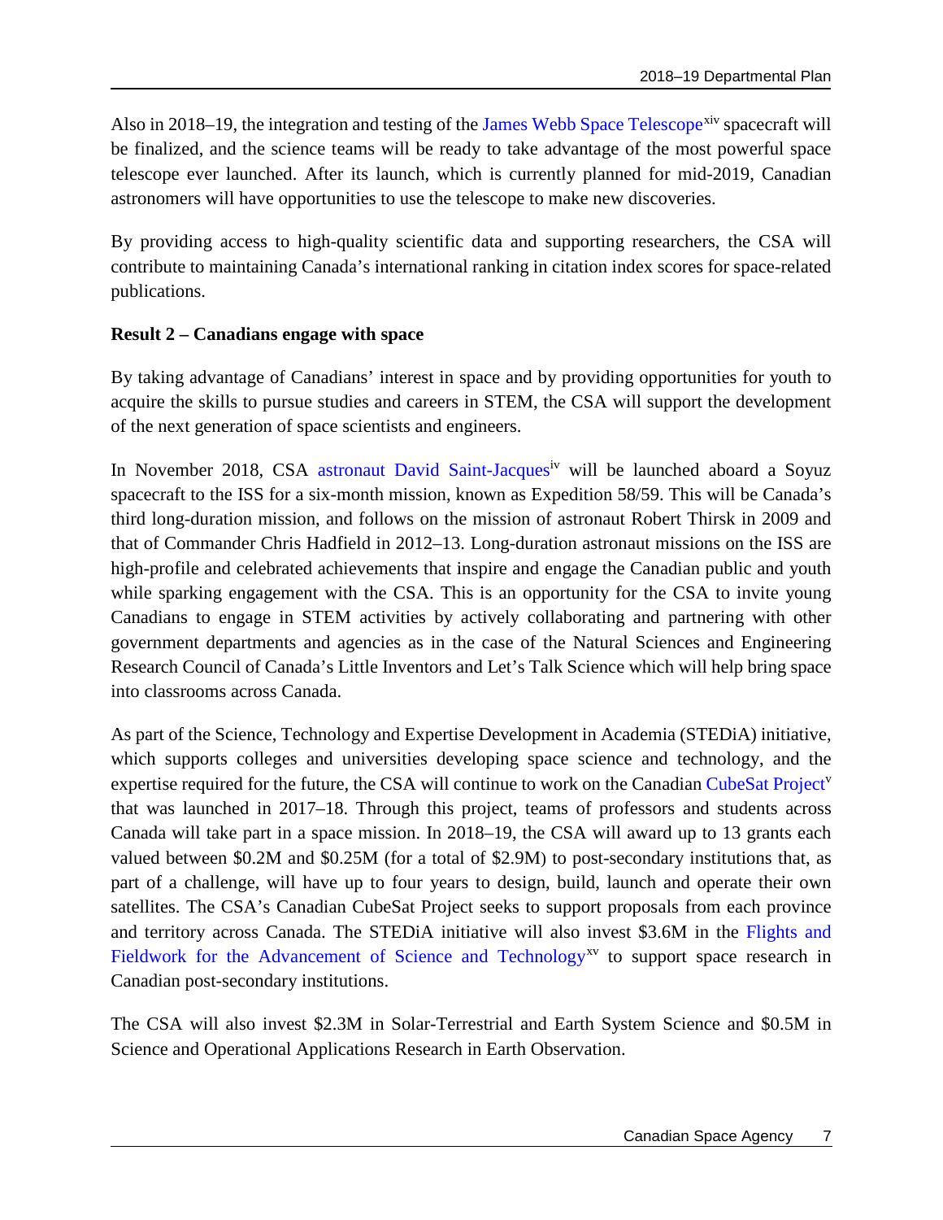Also in 2018–19, the integration and testing of the James Webb Space Telescope[xiv] spacecraft will be finalized, and the science teams will be ready to take advantage of the most powerful space telescope ever launched. After its launch, which is currently planned for mid-2019, Canadian astronomers will have opportunities to use the telescope to make new discoveries.

By providing access to high-quality scientific data and supporting researchers, the CSA will contribute to maintaining Canada's international ranking in citation index scores for space-related publications.

**Result 2 – Canadians engage with space**

By taking advantage of Canadians' interest in space and by providing opportunities for youth to acquire the skills to pursue studies and careers in STEM, the CSA will support the development of the next generation of space scientists and engineers.

In November 2018, CSA astronaut David Saint-Jacques[iv] will be launched aboard a Soyuz spacecraft to the ISS for a six-month mission, known as Expedition 58/59. This will be Canada's third long-duration mission, and follows on the mission of astronaut Robert Thirsk in 2009 and that of Commander Chris Hadfield in 2012–13. Long-duration astronaut missions on the ISS are high-profile and celebrated achievements that inspire and engage the Canadian public and youth while sparking engagement with the CSA. This is an opportunity for the CSA to invite young Canadians to engage in STEM activities by actively collaborating and partnering with other government departments and agencies as in the case of the Natural Sciences and Engineering Research Council of Canada's Little Inventors and Let's Talk Science which will help bring space into classrooms across Canada.

As part of the Science, Technology and Expertise Development in Academia (STEDiA) initiative, which supports colleges and universities developing space science and technology, and the expertise required for the future, the CSA will continue to work on the Canadian CubeSat Project[v] that was launched in 2017–18. Through this project, teams of professors and students across Canada will take part in a space mission. In 2018–19, the CSA will award up to 13 grants each valued between \$0.2M and \$0.25M (for a total of \$2.9M) to post-secondary institutions that, as part of a challenge, will have up to four years to design, build, launch and operate their own satellites. The CSA's Canadian CubeSat Project seeks to support proposals from each province and territory across Canada. The STEDiA initiative will also invest \$3.6M in the Flights and Fieldwork for the Advancement of Science and Technology[xv] to support space research in Canadian post-secondary institutions.

The CSA will also invest \$2.3M in Solar-Terrestrial and Earth System Science and \$0.5M in Science and Operational Applications Research in Earth Observation.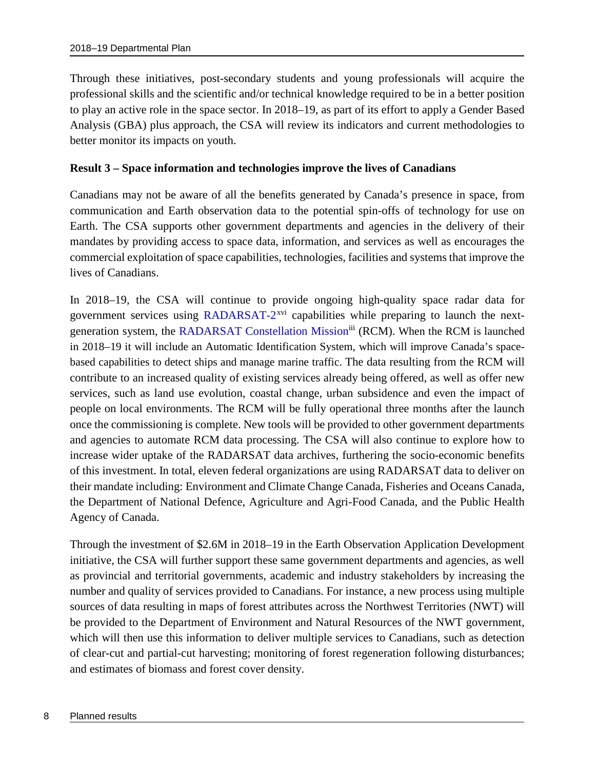Through these initiatives, post-secondary students and young professionals will acquire the professional skills and the scientific and/or technical knowledge required to be in a better position to play an active role in the space sector. In 2018–19, as part of its effort to apply a Gender Based Analysis (GBA) plus approach, the CSA will review its indicators and current methodologies to better monitor its impacts on youth.

**Result 3 – Space information and technologies improve the lives of Canadians**

Canadians may not be aware of all the benefits generated by Canada's presence in space, from communication and Earth observation data to the potential spin-offs of technology for use on Earth. The CSA supports other government departments and agencies in the delivery of their mandates by providing access to space data, information, and services as well as encourages the commercial exploitation of space capabilities, technologies, facilities and systems that improve the lives of Canadians.

In 2018–19, the CSA will continue to provide ongoing high-quality space radar data for government services using RADARSAT-2[xvi] capabilities while preparing to launch the next-generation system, the RADARSAT Constellation Mission[iii] (RCM). When the RCM is launched in 2018–19 it will include an Automatic Identification System, which will improve Canada's space-based capabilities to detect ships and manage marine traffic. The data resulting from the RCM will contribute to an increased quality of existing services already being offered, as well as offer new services, such as land use evolution, coastal change, urban subsidence and even the impact of people on local environments. The RCM will be fully operational three months after the launch once the commissioning is complete. New tools will be provided to other government departments and agencies to automate RCM data processing. The CSA will also continue to explore how to increase wider uptake of the RADARSAT data archives, furthering the socio-economic benefits of this investment. In total, eleven federal organizations are using RADARSAT data to deliver on their mandate including: Environment and Climate Change Canada, Fisheries and Oceans Canada, the Department of National Defence, Agriculture and Agri-Food Canada, and the Public Health Agency of Canada.

Through the investment of $2.6M in 2018–19 in the Earth Observation Application Development initiative, the CSA will further support these same government departments and agencies, as well as provincial and territorial governments, academic and industry stakeholders by increasing the number and quality of services provided to Canadians. For instance, a new process using multiple sources of data resulting in maps of forest attributes across the Northwest Territories (NWT) will be provided to the Department of Environment and Natural Resources of the NWT government, which will then use this information to deliver multiple services to Canadians, such as detection of clear-cut and partial-cut harvesting; monitoring of forest regeneration following disturbances; and estimates of biomass and forest cover density.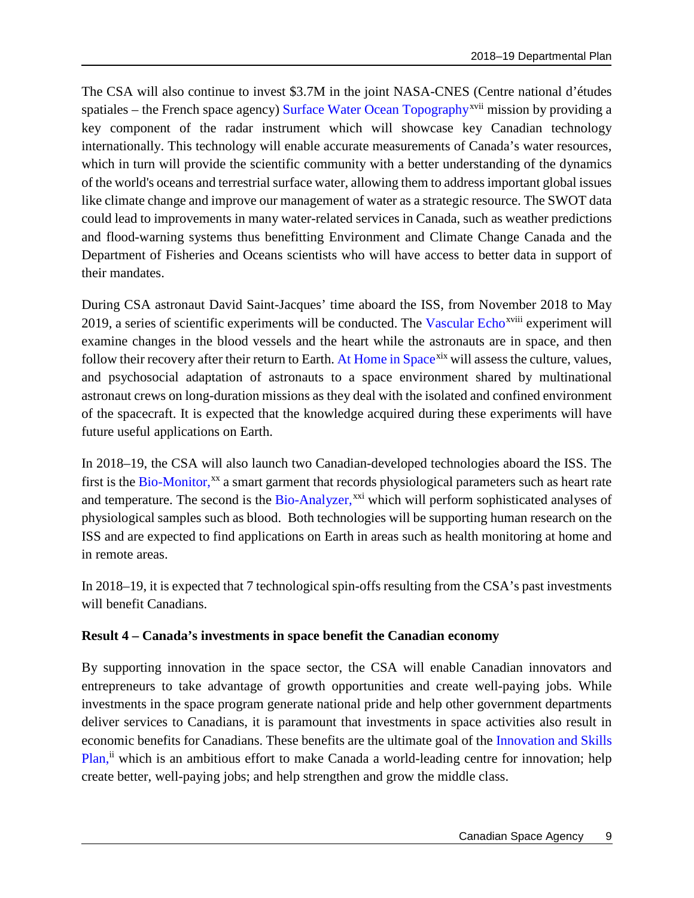The CSA will also continue to invest $3.7M in the joint NASA-CNES (Centre national d'études spatiales – the French space agency) Surface Water Ocean Topography[xvii] mission by providing a key component of the radar instrument which will showcase key Canadian technology internationally. This technology will enable accurate measurements of Canada's water resources, which in turn will provide the scientific community with a better understanding of the dynamics of the world's oceans and terrestrial surface water, allowing them to address important global issues like climate change and improve our management of water as a strategic resource. The SWOT data could lead to improvements in many water-related services in Canada, such as weather predictions and flood-warning systems thus benefitting Environment and Climate Change Canada and the Department of Fisheries and Oceans scientists who will have access to better data in support of their mandates.

During CSA astronaut David Saint-Jacques' time aboard the ISS, from November 2018 to May 2019, a series of scientific experiments will be conducted. The Vascular Echo[xviii] experiment will examine changes in the blood vessels and the heart while the astronauts are in space, and then follow their recovery after their return to Earth. At Home in Space[xix] will assess the culture, values, and psychosocial adaptation of astronauts to a space environment shared by multinational astronaut crews on long-duration missions as they deal with the isolated and confined environment of the spacecraft. It is expected that the knowledge acquired during these experiments will have future useful applications on Earth.

In 2018–19, the CSA will also launch two Canadian-developed technologies aboard the ISS. The first is the Bio-Monitor,[xx] a smart garment that records physiological parameters such as heart rate and temperature. The second is the Bio-Analyzer,[xxi] which will perform sophisticated analyses of physiological samples such as blood. Both technologies will be supporting human research on the ISS and are expected to find applications on Earth in areas such as health monitoring at home and in remote areas.

In 2018–19, it is expected that 7 technological spin-offs resulting from the CSA's past investments will benefit Canadians.

**Result 4 – Canada's investments in space benefit the Canadian economy**

By supporting innovation in the space sector, the CSA will enable Canadian innovators and entrepreneurs to take advantage of growth opportunities and create well-paying jobs. While investments in the space program generate national pride and help other government departments deliver services to Canadians, it is paramount that investments in space activities also result in economic benefits for Canadians. These benefits are the ultimate goal of the Innovation and Skills Plan,[ii] which is an ambitious effort to make Canada a world-leading centre for innovation; help create better, well-paying jobs; and help strengthen and grow the middle class.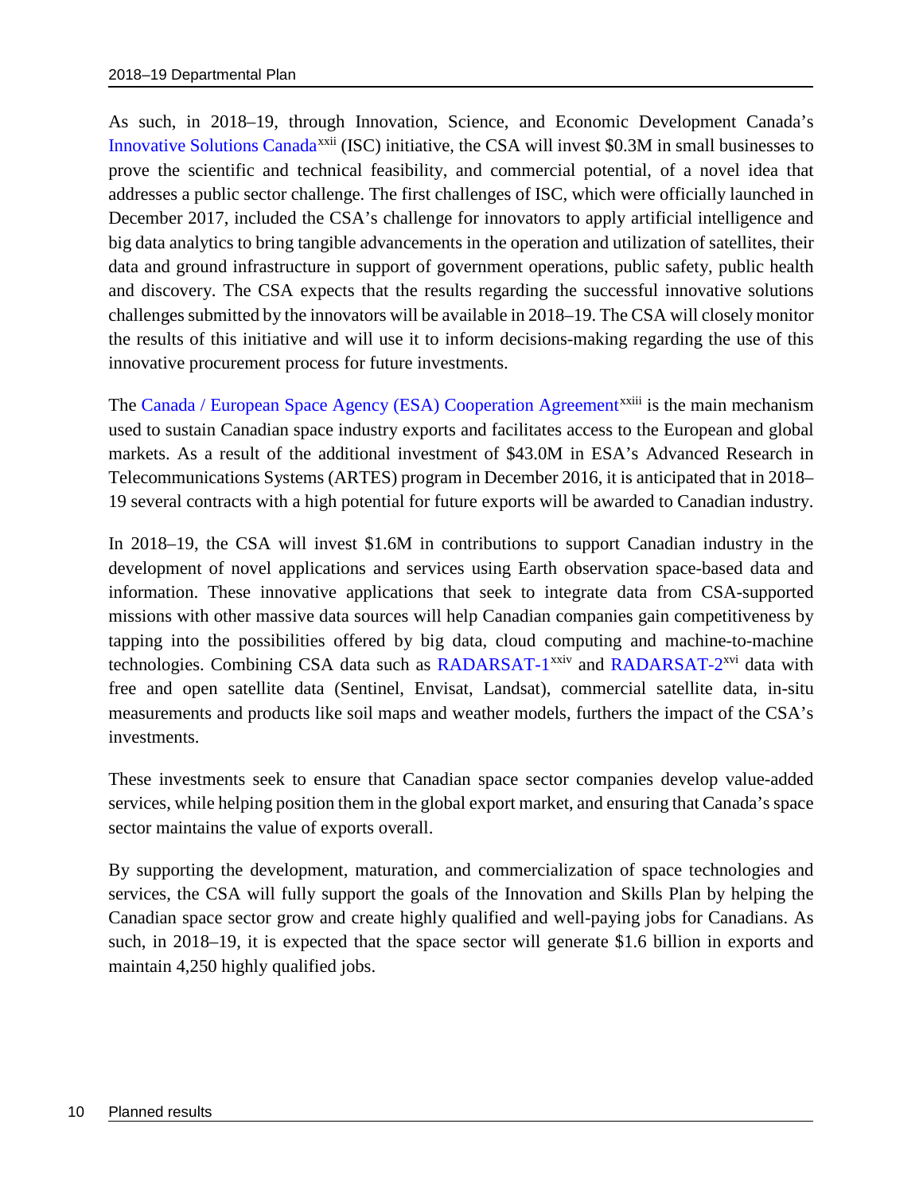As such, in 2018–19, through Innovation, Science, and Economic Development Canada's Innovative Solutions Canada[xxii] (ISC) initiative, the CSA will invest $0.3M in small businesses to prove the scientific and technical feasibility, and commercial potential, of a novel idea that addresses a public sector challenge. The first challenges of ISC, which were officially launched in December 2017, included the CSA's challenge for innovators to apply artificial intelligence and big data analytics to bring tangible advancements in the operation and utilization of satellites, their data and ground infrastructure in support of government operations, public safety, public health and discovery. The CSA expects that the results regarding the successful innovative solutions challenges submitted by the innovators will be available in 2018–19. The CSA will closely monitor the results of this initiative and will use it to inform decisions-making regarding the use of this innovative procurement process for future investments.

The Canada / European Space Agency (ESA) Cooperation Agreement[xxiii] is the main mechanism used to sustain Canadian space industry exports and facilitates access to the European and global markets. As a result of the additional investment of $43.0M in ESA's Advanced Research in Telecommunications Systems (ARTES) program in December 2016, it is anticipated that in 2018–19 several contracts with a high potential for future exports will be awarded to Canadian industry.

In 2018–19, the CSA will invest $1.6M in contributions to support Canadian industry in the development of novel applications and services using Earth observation space-based data and information. These innovative applications that seek to integrate data from CSA-supported missions with other massive data sources will help Canadian companies gain competitiveness by tapping into the possibilities offered by big data, cloud computing and machine-to-machine technologies. Combining CSA data such as RADARSAT-1[xxiv] and RADARSAT-2[xvi] data with free and open satellite data (Sentinel, Envisat, Landsat), commercial satellite data, in-situ measurements and products like soil maps and weather models, furthers the impact of the CSA's investments.

These investments seek to ensure that Canadian space sector companies develop value-added services, while helping position them in the global export market, and ensuring that Canada's space sector maintains the value of exports overall.

By supporting the development, maturation, and commercialization of space technologies and services, the CSA will fully support the goals of the Innovation and Skills Plan by helping the Canadian space sector grow and create highly qualified and well-paying jobs for Canadians. As such, in 2018–19, it is expected that the space sector will generate $1.6 billion in exports and maintain 4,250 highly qualified jobs.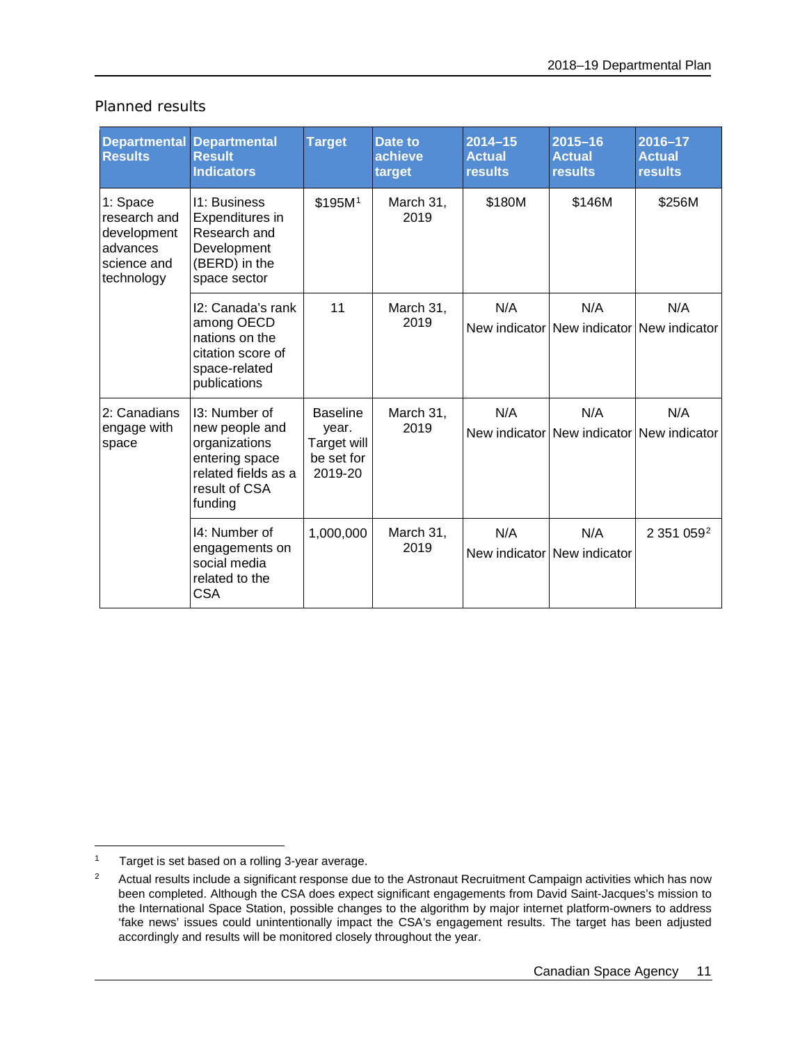## Planned results

| Departmental Results | Departmental Result Indicators | Target | Date to achieve target | 2014–15 Actual results | 2015–16 Actual results | 2016–17 Actual results |
|---|---|---|---|---|---|---|
| 1: Space research and development advances science and technology | I1: Business Expenditures in Research and Development (BERD) in the space sector | $195M[1] | March 31, 2019 | $180M | $146M | $256M |
| | I2: Canada's rank among OECD nations on the citation score of space-related publications | 11 | March 31, 2019 | N/A New indicator | N/A New indicator | N/A New indicator |
| 2: Canadians engage with space | I3: Number of new people and organizations entering space related fields as a result of CSA funding | Baseline year. Target will be set for 2019-20 | March 31, 2019 | N/A New indicator | N/A New indicator | N/A New indicator |
| | I4: Number of engagements on social media related to the CSA | 1,000,000 | March 31, 2019 | N/A New indicator | N/A New indicator | 2 351 059[2] |

[1] Target is set based on a rolling 3-year average.

[2] Actual results include a significant response due to the Astronaut Recruitment Campaign activities which has now been completed. Although the CSA does expect significant engagements from David Saint-Jacques's mission to the International Space Station, possible changes to the algorithm by major internet platform-owners to address 'fake news' issues could unintentionally impact the CSA's engagement results. The target has been adjusted accordingly and results will be monitored closely throughout the year.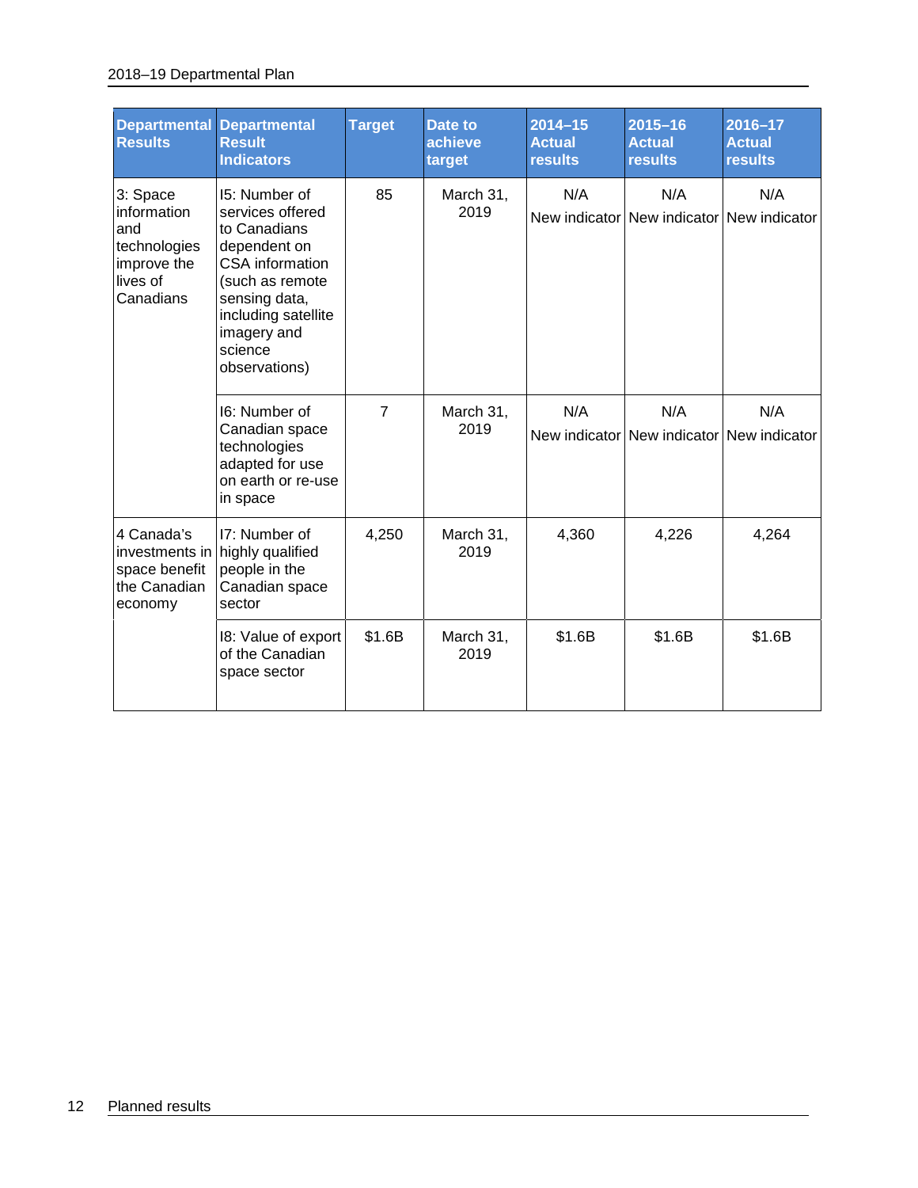| Departmental Results | Departmental Result Indicators | Target | Date to achieve target | 2014–15 Actual results | 2015–16 Actual results | 2016–17 Actual results |
|---|---|---|---|---|---|---|
| 3: Space information and technologies improve the lives of Canadians | I5: Number of services offered to Canadians dependent on CSA information (such as remote sensing data, including satellite imagery and science observations) | 85 | March 31, 2019 | N/A New indicator | N/A New indicator | N/A New indicator |
| | I6: Number of Canadian space technologies adapted for use on earth or re-use in space | 7 | March 31, 2019 | N/A New indicator | N/A New indicator | N/A New indicator |
| 4 Canada's investments in space benefit the Canadian economy | I7: Number of highly qualified people in the Canadian space sector | 4,250 | March 31, 2019 | 4,360 | 4,226 | 4,264 |
| | I8: Value of export of the Canadian space sector | $1.6B | March 31, 2019 | $1.6B | $1.6B | $1.6B |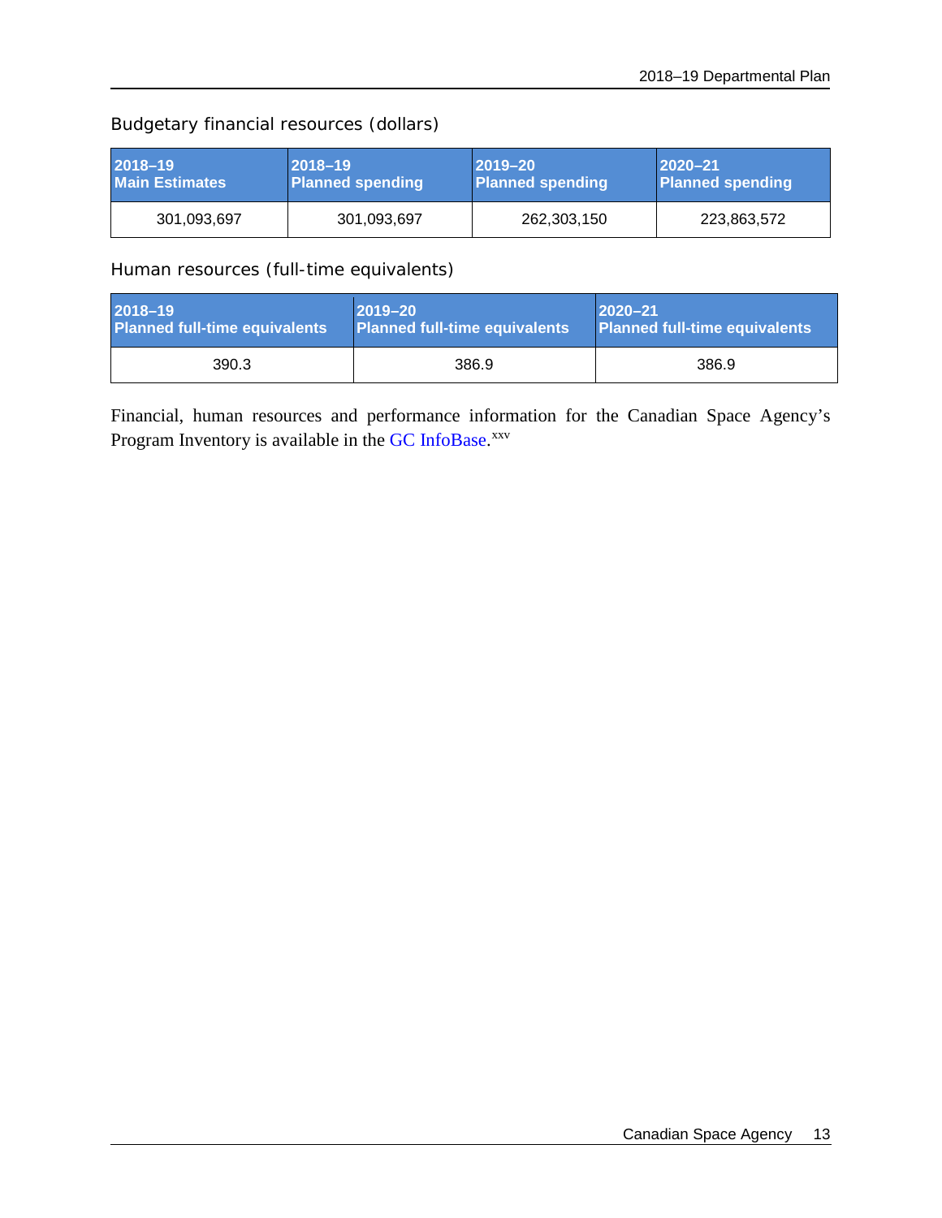Budgetary financial resources (dollars)

| 2018–19 Main Estimates | 2018–19 Planned spending | 2019–20 Planned spending | 2020–21 Planned spending |
|---|---|---|---|
| 301,093,697 | 301,093,697 | 262,303,150 | 223,863,572 |

Human resources (full-time equivalents)

| 2018–19 Planned full-time equivalents | 2019–20 Planned full-time equivalents | 2020–21 Planned full-time equivalents |
|---|---|---|
| 390.3 | 386.9 | 386.9 |

Financial, human resources and performance information for the Canadian Space Agency's Program Inventory is available in the GC InfoBase.[xxv]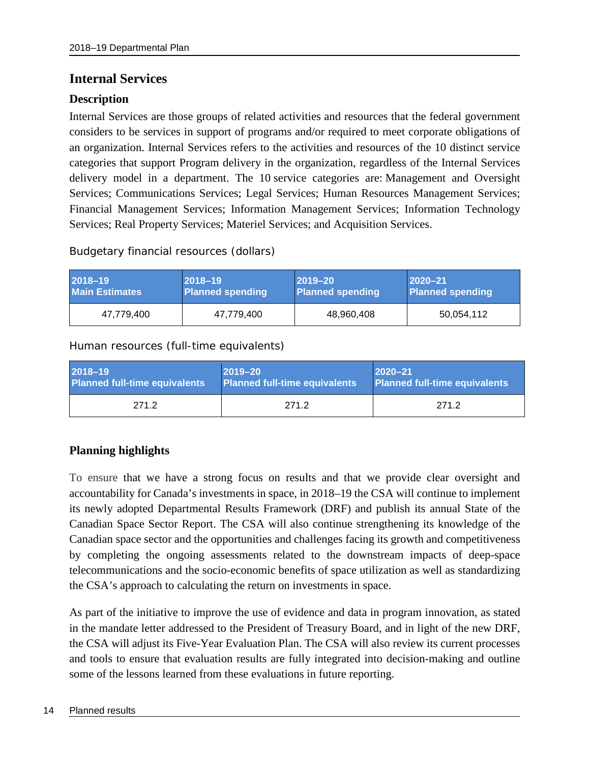## Internal Services

### Description

Internal Services are those groups of related activities and resources that the federal government considers to be services in support of programs and/or required to meet corporate obligations of an organization. Internal Services refers to the activities and resources of the 10 distinct service categories that support Program delivery in the organization, regardless of the Internal Services delivery model in a department. The 10 service categories are: Management and Oversight Services; Communications Services; Legal Services; Human Resources Management Services; Financial Management Services; Information Management Services; Information Technology Services; Real Property Services; Materiel Services; and Acquisition Services.

Budgetary financial resources (dollars)

| 2018–19 Main Estimates | 2018–19 Planned spending | 2019–20 Planned spending | 2020–21 Planned spending |
|---|---|---|---|
| 47,779,400 | 47,779,400 | 48,960,408 | 50,054,112 |

Human resources (full-time equivalents)

| 2018–19 Planned full-time equivalents | 2019–20 Planned full-time equivalents | 2020–21 Planned full-time equivalents |
|---|---|---|
| 271.2 | 271.2 | 271.2 |

### Planning highlights

To ensure that we have a strong focus on results and that we provide clear oversight and accountability for Canada's investments in space, in 2018–19 the CSA will continue to implement its newly adopted Departmental Results Framework (DRF) and publish its annual State of the Canadian Space Sector Report. The CSA will also continue strengthening its knowledge of the Canadian space sector and the opportunities and challenges facing its growth and competitiveness by completing the ongoing assessments related to the downstream impacts of deep-space telecommunications and the socio-economic benefits of space utilization as well as standardizing the CSA's approach to calculating the return on investments in space.

As part of the initiative to improve the use of evidence and data in program innovation, as stated in the mandate letter addressed to the President of Treasury Board, and in light of the new DRF, the CSA will adjust its Five-Year Evaluation Plan. The CSA will also review its current processes and tools to ensure that evaluation results are fully integrated into decision-making and outline some of the lessons learned from these evaluations in future reporting.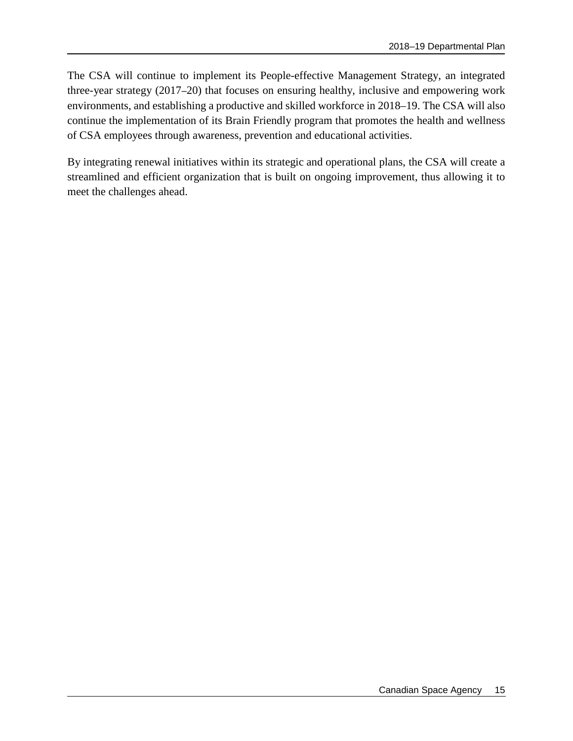The CSA will continue to implement its People-effective Management Strategy, an integrated three-year strategy (2017–20) that focuses on ensuring healthy, inclusive and empowering work environments, and establishing a productive and skilled workforce in 2018–19. The CSA will also continue the implementation of its Brain Friendly program that promotes the health and wellness of CSA employees through awareness, prevention and educational activities.

By integrating renewal initiatives within its strategic and operational plans, the CSA will create a streamlined and efficient organization that is built on ongoing improvement, thus allowing it to meet the challenges ahead.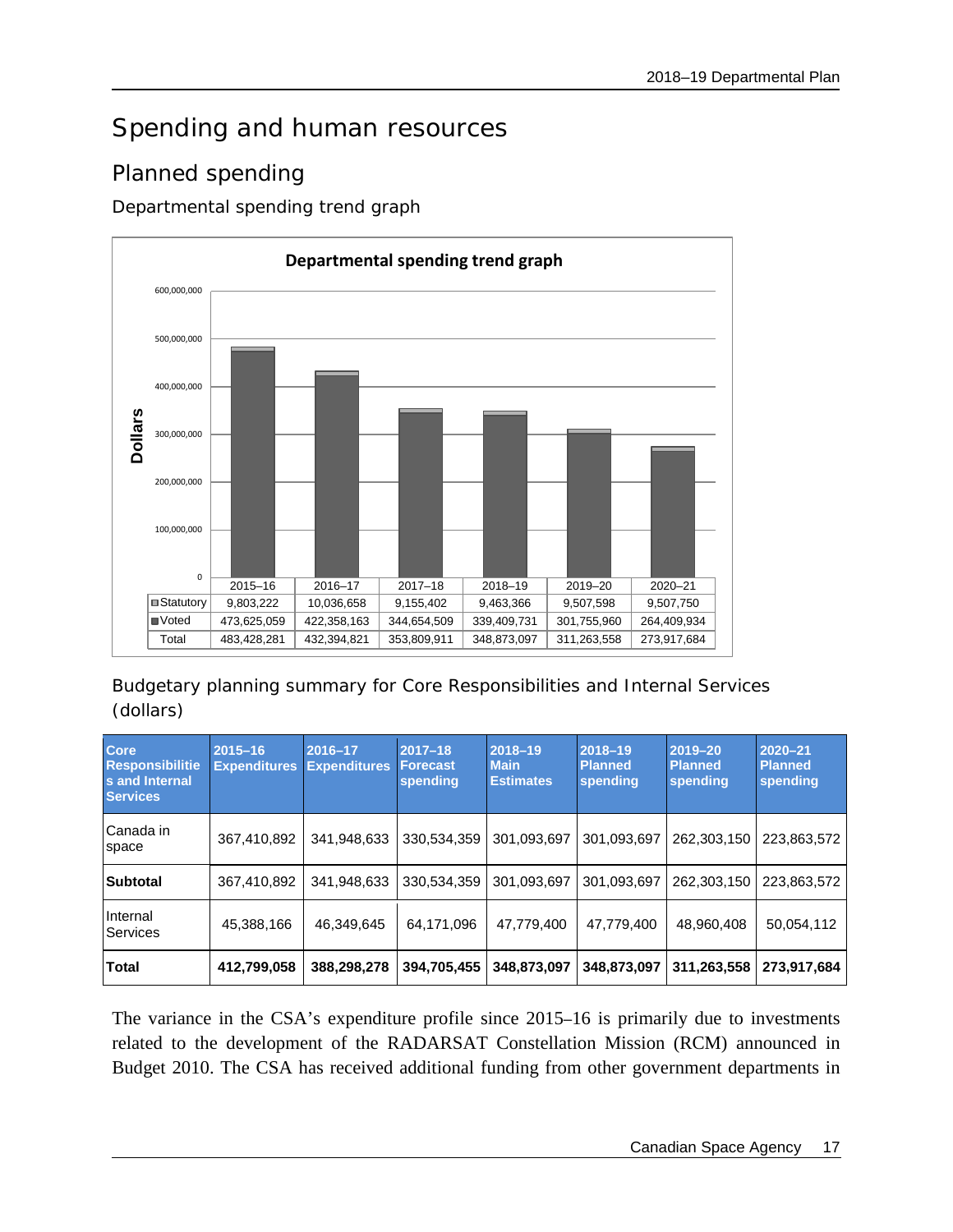# Spending and human resources

## Planned spending

### Departmental spending trend graph

**Departmental spending trend graph**

| | 2015–16 | 2016–17 | 2017–18 | 2018–19 | 2019–20 | 2020–21 |
|---|---|---|---|---|---|---|
| Statutory | 9,803,222 | 10,036,658 | 9,155,402 | 9,463,366 | 9,507,598 | 9,507,750 |
| Voted | 473,625,059 | 422,358,163 | 344,654,509 | 339,409,731 | 301,755,960 | 264,409,934 |
| Total | 483,428,281 | 432,394,821 | 353,809,911 | 348,873,097 | 311,263,558 | 273,917,684 |

### Budgetary planning summary for Core Responsibilities and Internal Services (dollars)

| Core Responsibilities and Internal Services | 2015–16 Expenditures | 2016–17 Expenditures | 2017–18 Forecast spending | 2018–19 Main Estimates | 2018–19 Planned spending | 2019–20 Planned spending | 2020–21 Planned spending |
|---|---|---|---|---|---|---|---|
| Canada in space | 367,410,892 | 341,948,633 | 330,534,359 | 301,093,697 | 301,093,697 | 262,303,150 | 223,863,572 |
| **Subtotal** | 367,410,892 | 341,948,633 | 330,534,359 | 301,093,697 | 301,093,697 | 262,303,150 | 223,863,572 |
| Internal Services | 45,388,166 | 46,349,645 | 64,171,096 | 47,779,400 | 47,779,400 | 48,960,408 | 50,054,112 |
| **Total** | **412,799,058** | **388,298,278** | **394,705,455** | **348,873,097** | **348,873,097** | **311,263,558** | **273,917,684** |

The variance in the CSA's expenditure profile since 2015–16 is primarily due to investments related to the development of the RADARSAT Constellation Mission (RCM) announced in Budget 2010. The CSA has received additional funding from other government departments in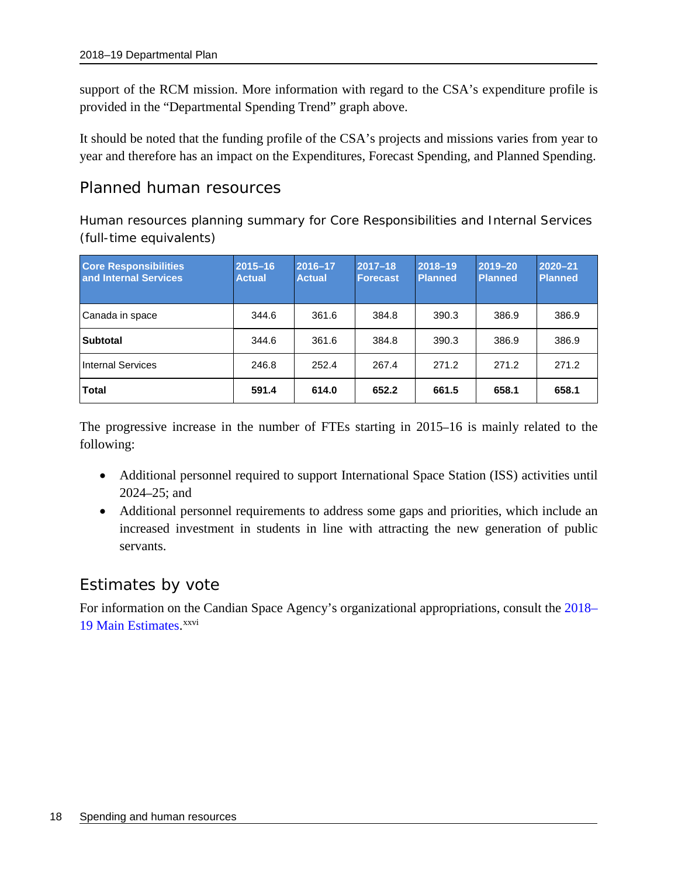support of the RCM mission. More information with regard to the CSA's expenditure profile is provided in the "Departmental Spending Trend" graph above.

It should be noted that the funding profile of the CSA's projects and missions varies from year to year and therefore has an impact on the Expenditures, Forecast Spending, and Planned Spending.

## Planned human resources

### Human resources planning summary for Core Responsibilities and Internal Services (full-time equivalents)

| Core Responsibilities and Internal Services | 2015–16 Actual | 2016–17 Actual | 2017–18 Forecast | 2018–19 Planned | 2019–20 Planned | 2020–21 Planned |
|---|---|---|---|---|---|---|
| Canada in space | 344.6 | 361.6 | 384.8 | 390.3 | 386.9 | 386.9 |
| **Subtotal** | 344.6 | 361.6 | 384.8 | 390.3 | 386.9 | 386.9 |
| Internal Services | 246.8 | 252.4 | 267.4 | 271.2 | 271.2 | 271.2 |
| **Total** | **591.4** | **614.0** | **652.2** | **661.5** | **658.1** | **658.1** |

The progressive increase in the number of FTEs starting in 2015–16 is mainly related to the following:

- Additional personnel required to support International Space Station (ISS) activities until 2024–25; and
- Additional personnel requirements to address some gaps and priorities, which include an increased investment in students in line with attracting the new generation of public servants.

## Estimates by vote

For information on the Candian Space Agency's organizational appropriations, consult the 2018–19 Main Estimates.[xxvi]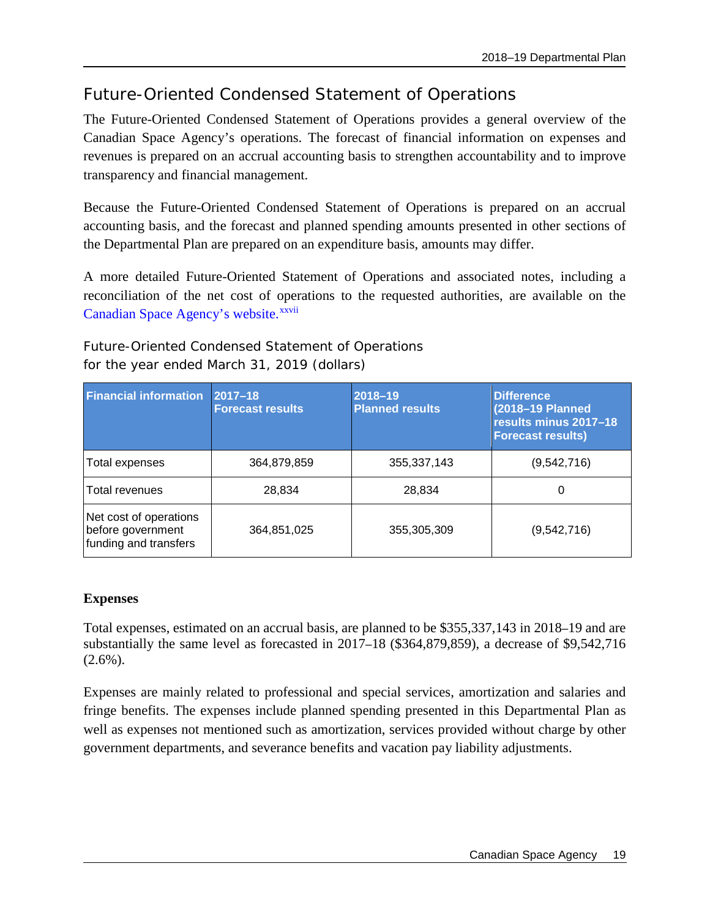## Future-Oriented Condensed Statement of Operations

The Future-Oriented Condensed Statement of Operations provides a general overview of the Canadian Space Agency's operations. The forecast of financial information on expenses and revenues is prepared on an accrual accounting basis to strengthen accountability and to improve transparency and financial management.

Because the Future-Oriented Condensed Statement of Operations is prepared on an accrual accounting basis, and the forecast and planned spending amounts presented in other sections of the Departmental Plan are prepared on an expenditure basis, amounts may differ.

A more detailed Future-Oriented Statement of Operations and associated notes, including a reconciliation of the net cost of operations to the requested authorities, are available on the Canadian Space Agency's website.[xxvii]

Future-Oriented Condensed Statement of Operations
for the year ended March 31, 2019 (dollars)

| Financial information | 2017–18 Forecast results | 2018–19 Planned results | Difference (2018–19 Planned results minus 2017–18 Forecast results) |
|---|---|---|---|
| Total expenses | 364,879,859 | 355,337,143 | (9,542,716) |
| Total revenues | 28,834 | 28,834 | 0 |
| Net cost of operations before government funding and transfers | 364,851,025 | 355,305,309 | (9,542,716) |

**Expenses**

Total expenses, estimated on an accrual basis, are planned to be $355,337,143 in 2018–19 and are substantially the same level as forecasted in 2017–18 ($364,879,859), a decrease of $9,542,716 (2.6%).

Expenses are mainly related to professional and special services, amortization and salaries and fringe benefits. The expenses include planned spending presented in this Departmental Plan as well as expenses not mentioned such as amortization, services provided without charge by other government departments, and severance benefits and vacation pay liability adjustments.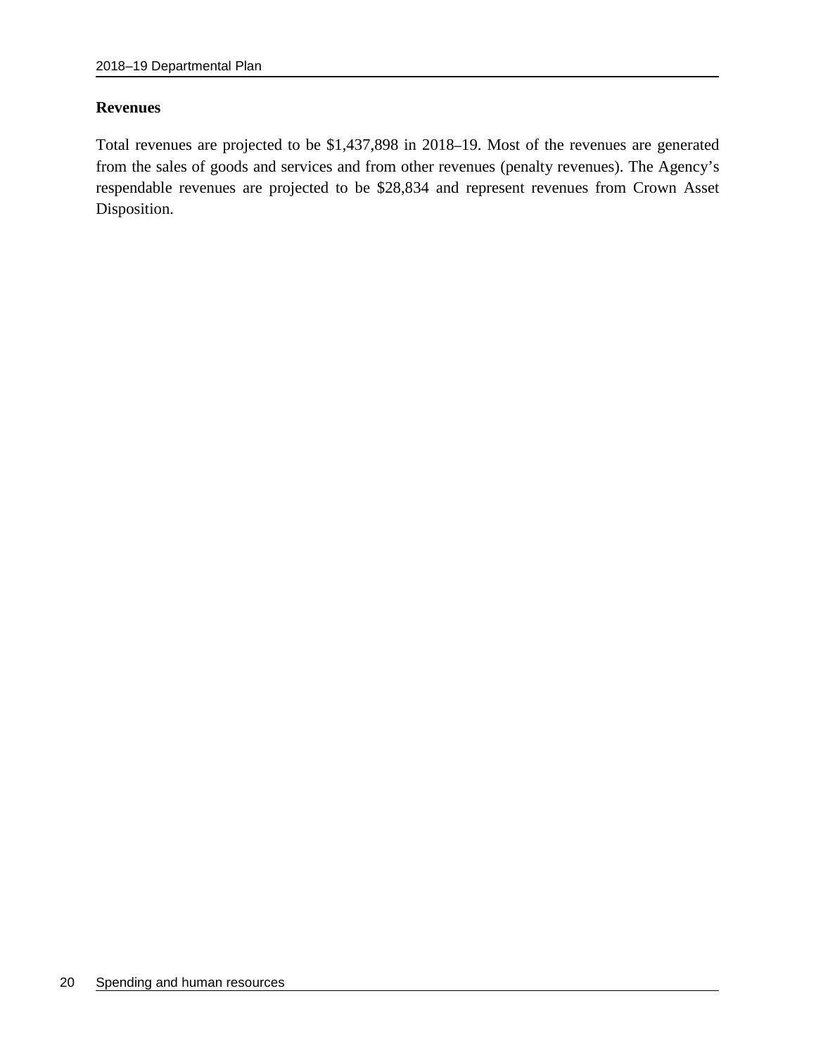### Revenues

Total revenues are projected to be $1,437,898 in 2018–19. Most of the revenues are generated from the sales of goods and services and from other revenues (penalty revenues). The Agency's respendable revenues are projected to be $28,834 and represent revenues from Crown Asset Disposition.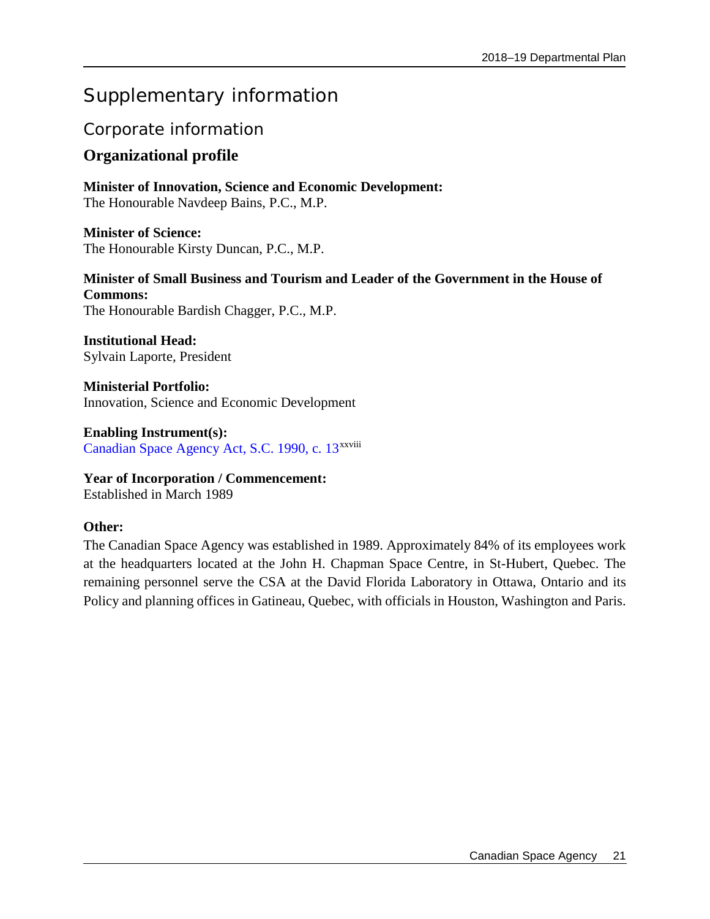# Supplementary information

## Corporate information

### Organizational profile

**Minister of Innovation, Science and Economic Development:**
The Honourable Navdeep Bains, P.C., M.P.

**Minister of Science:**
The Honourable Kirsty Duncan, P.C., M.P.

**Minister of Small Business and Tourism and Leader of the Government in the House of Commons:**
The Honourable Bardish Chagger, P.C., M.P.

**Institutional Head:**
Sylvain Laporte, President

**Ministerial Portfolio:**
Innovation, Science and Economic Development

**Enabling Instrument(s):**
Canadian Space Agency Act, S.C. 1990, c. 13[xxviii]

**Year of Incorporation / Commencement:**
Established in March 1989

**Other:**

The Canadian Space Agency was established in 1989. Approximately 84% of its employees work at the headquarters located at the John H. Chapman Space Centre, in St-Hubert, Quebec. The remaining personnel serve the CSA at the David Florida Laboratory in Ottawa, Ontario and its Policy and planning offices in Gatineau, Quebec, with officials in Houston, Washington and Paris.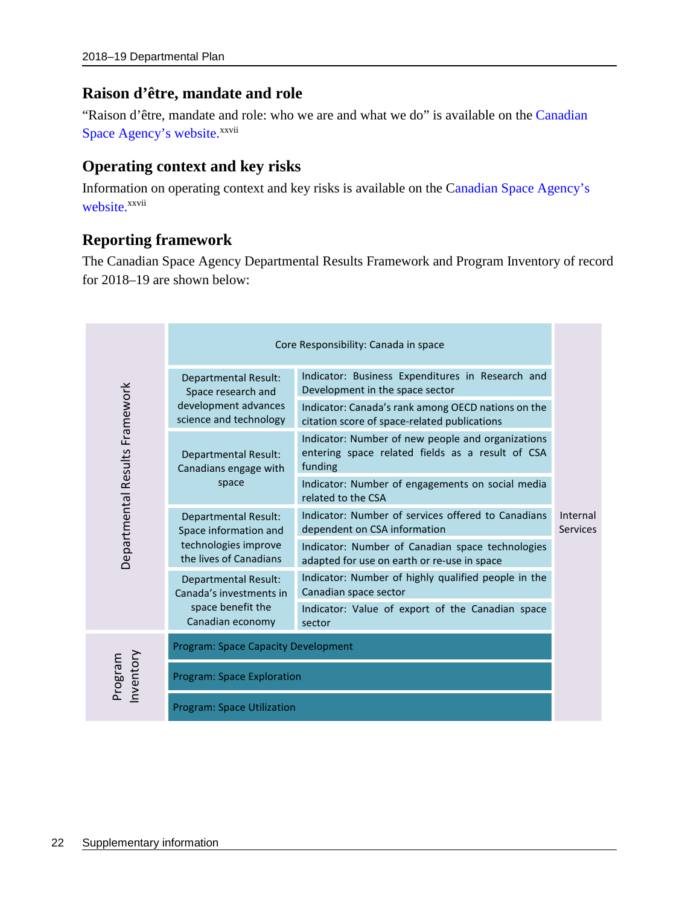## Raison d'être, mandate and role

"Raison d'être, mandate and role: who we are and what we do" is available on the Canadian Space Agency's website.[xxvii]

## Operating context and key risks

Information on operating context and key risks is available on the Canadian Space Agency's website.[xxvii]

## Reporting framework

The Canadian Space Agency Departmental Results Framework and Program Inventory of record for 2018–19 are shown below:

| | Core Responsibility: Canada in space | | |
|---|---|---|---|
| Departmental Results Framework | Departmental Result: Space research and development advances science and technology | Indicator: Business Expenditures in Research and Development in the space sector | Internal Services |
| | | Indicator: Canada's rank among OECD nations on the citation score of space-related publications | |
| | Departmental Result: Canadians engage with space | Indicator: Number of new people and organizations entering space related fields as a result of CSA funding | |
| | | Indicator: Number of engagements on social media related to the CSA | |
| | Departmental Result: Space information and technologies improve the lives of Canadians | Indicator: Number of services offered to Canadians dependent on CSA information | |
| | | Indicator: Number of Canadian space technologies adapted for use on earth or re-use in space | |
| | Departmental Result: Canada's investments in space benefit the Canadian economy | Indicator: Number of highly qualified people in the Canadian space sector | |
| | | Indicator: Value of export of the Canadian space sector | |
| Program Inventory | Program: Space Capacity Development | | |
| | Program: Space Exploration | | |
| | Program: Space Utilization | | |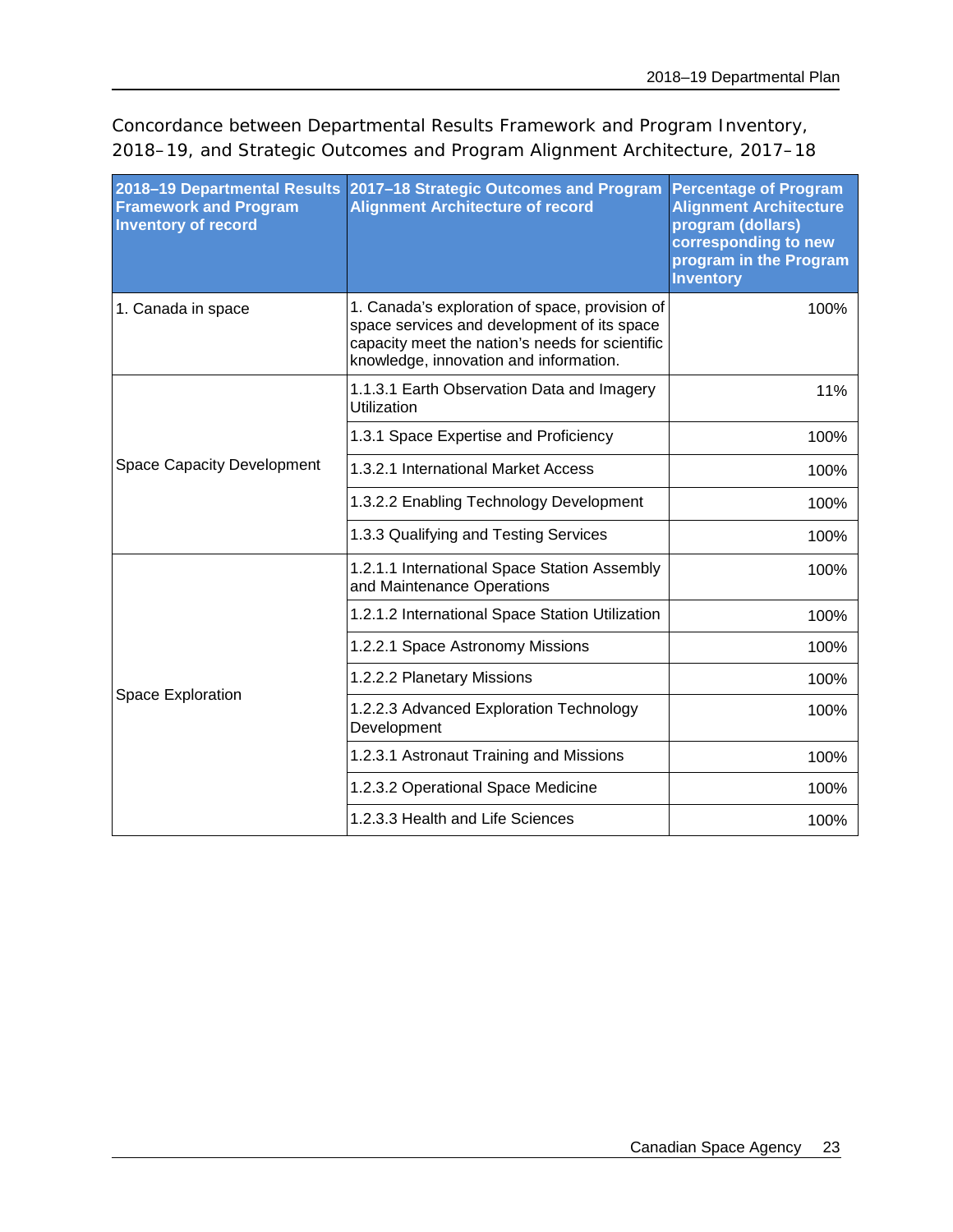Concordance between Departmental Results Framework and Program Inventory, 2018–19, and Strategic Outcomes and Program Alignment Architecture, 2017–18

| 2018–19 Departmental Results Framework and Program Inventory of record | 2017–18 Strategic Outcomes and Program Alignment Architecture of record | Percentage of Program Alignment Architecture program (dollars) corresponding to new program in the Program Inventory |
|---|---|---|
| 1. Canada in space | 1. Canada's exploration of space, provision of space services and development of its space capacity meet the nation's needs for scientific knowledge, innovation and information. | 100% |
| Space Capacity Development | 1.1.3.1 Earth Observation Data and Imagery Utilization | 11% |
| | 1.3.1 Space Expertise and Proficiency | 100% |
| | 1.3.2.1 International Market Access | 100% |
| | 1.3.2.2 Enabling Technology Development | 100% |
| | 1.3.3 Qualifying and Testing Services | 100% |
| Space Exploration | 1.2.1.1 International Space Station Assembly and Maintenance Operations | 100% |
| | 1.2.1.2 International Space Station Utilization | 100% |
| | 1.2.2.1 Space Astronomy Missions | 100% |
| | 1.2.2.2 Planetary Missions | 100% |
| | 1.2.2.3 Advanced Exploration Technology Development | 100% |
| | 1.2.3.1 Astronaut Training and Missions | 100% |
| | 1.2.3.2 Operational Space Medicine | 100% |
| | 1.2.3.3 Health and Life Sciences | 100% |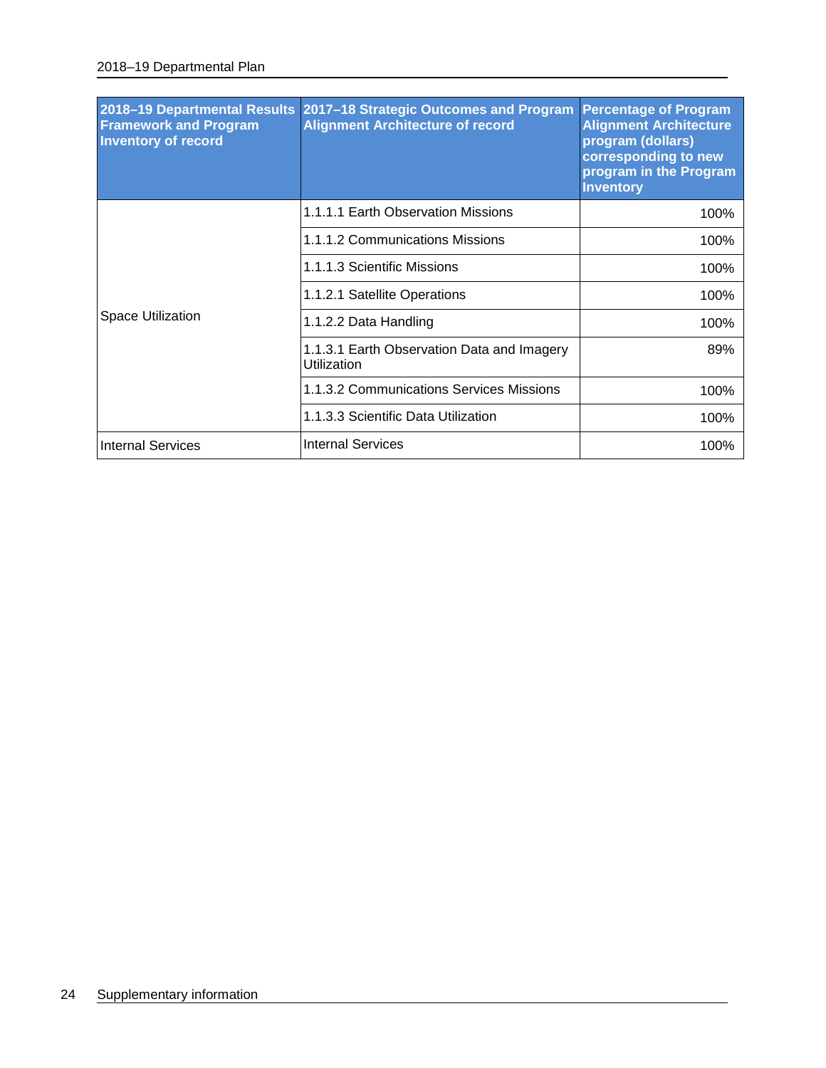| 2018–19 Departmental Results Framework and Program Inventory of record | 2017–18 Strategic Outcomes and Program Alignment Architecture of record | Percentage of Program Alignment Architecture program (dollars) corresponding to new program in the Program Inventory |
|---|---|---|
| Space Utilization | 1.1.1.1 Earth Observation Missions | 100% |
| | 1.1.1.2 Communications Missions | 100% |
| | 1.1.1.3 Scientific Missions | 100% |
| | 1.1.2.1 Satellite Operations | 100% |
| | 1.1.2.2 Data Handling | 100% |
| | 1.1.3.1 Earth Observation Data and Imagery Utilization | 89% |
| | 1.1.3.2 Communications Services Missions | 100% |
| | 1.1.3.3 Scientific Data Utilization | 100% |
| Internal Services | Internal Services | 100% |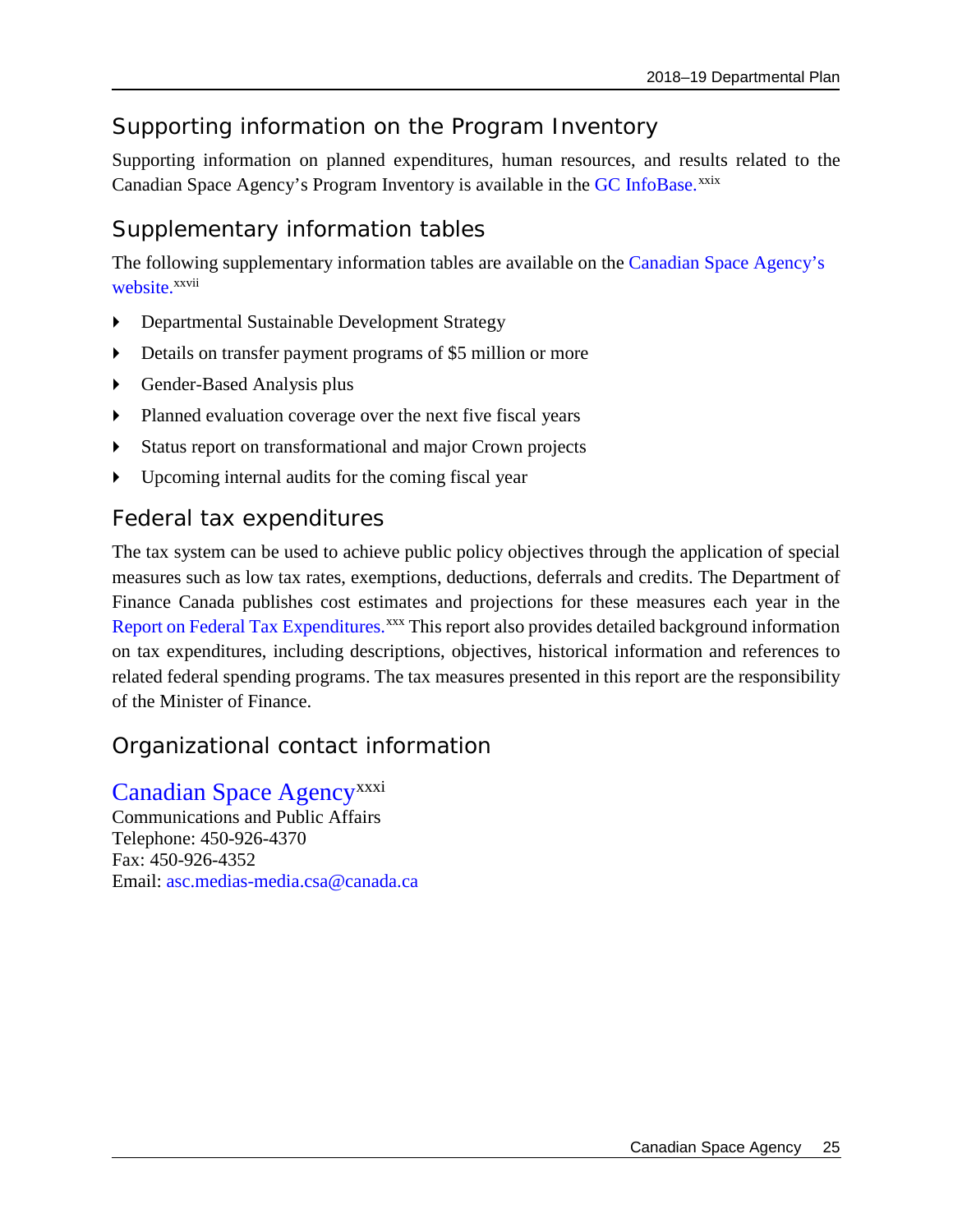## Supporting information on the Program Inventory

Supporting information on planned expenditures, human resources, and results related to the Canadian Space Agency's Program Inventory is available in the GC InfoBase.[xxix]

## Supplementary information tables

The following supplementary information tables are available on the Canadian Space Agency's website.[xxvii]

- Departmental Sustainable Development Strategy
- Details on transfer payment programs of $5 million or more
- Gender-Based Analysis plus
- Planned evaluation coverage over the next five fiscal years
- Status report on transformational and major Crown projects
- Upcoming internal audits for the coming fiscal year

## Federal tax expenditures

The tax system can be used to achieve public policy objectives through the application of special measures such as low tax rates, exemptions, deductions, deferrals and credits. The Department of Finance Canada publishes cost estimates and projections for these measures each year in the Report on Federal Tax Expenditures.[xxx] This report also provides detailed background information on tax expenditures, including descriptions, objectives, historical information and references to related federal spending programs. The tax measures presented in this report are the responsibility of the Minister of Finance.

## Organizational contact information

### Canadian Space Agency[xxxi]

Communications and Public Affairs
Telephone: 450-926-4370
Fax: 450-926-4352
Email: asc.medias-media.csa@canada.ca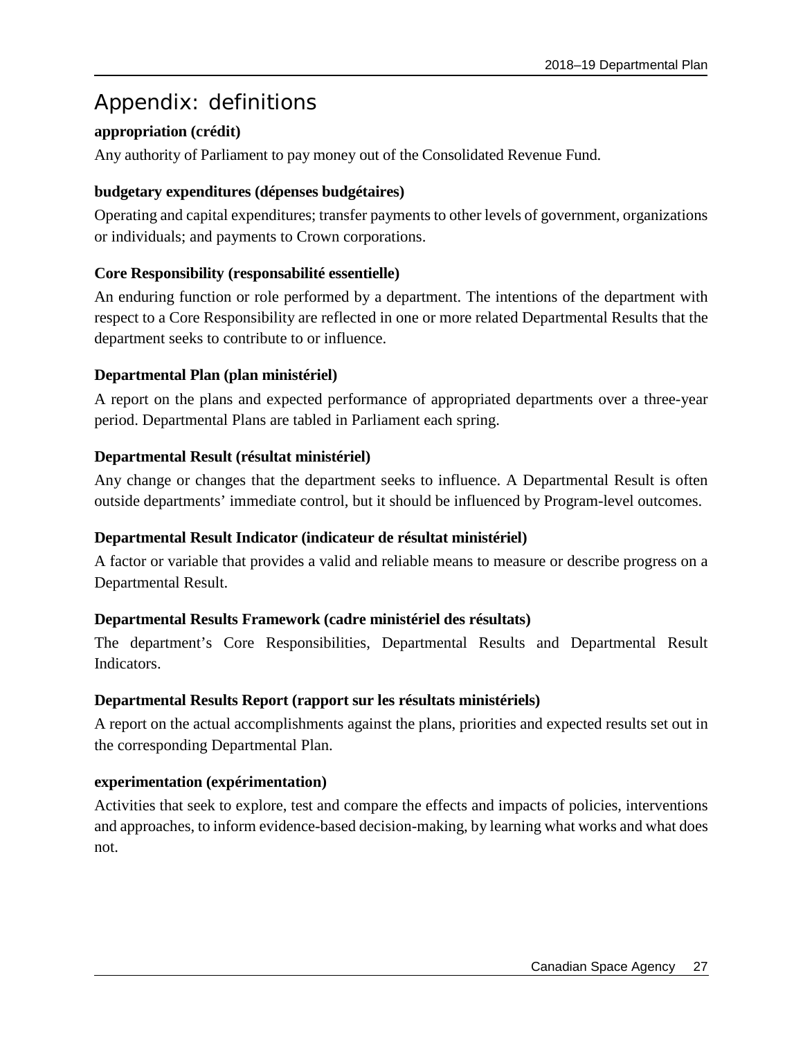# Appendix: definitions

**appropriation (crédit)**

Any authority of Parliament to pay money out of the Consolidated Revenue Fund.

**budgetary expenditures (dépenses budgétaires)**

Operating and capital expenditures; transfer payments to other levels of government, organizations or individuals; and payments to Crown corporations.

**Core Responsibility (responsabilité essentielle)**

An enduring function or role performed by a department. The intentions of the department with respect to a Core Responsibility are reflected in one or more related Departmental Results that the department seeks to contribute to or influence.

**Departmental Plan (plan ministériel)**

A report on the plans and expected performance of appropriated departments over a three-year period. Departmental Plans are tabled in Parliament each spring.

**Departmental Result (résultat ministériel)**

Any change or changes that the department seeks to influence. A Departmental Result is often outside departments' immediate control, but it should be influenced by Program-level outcomes.

**Departmental Result Indicator (indicateur de résultat ministériel)**

A factor or variable that provides a valid and reliable means to measure or describe progress on a Departmental Result.

**Departmental Results Framework (cadre ministériel des résultats)**

The department's Core Responsibilities, Departmental Results and Departmental Result Indicators.

**Departmental Results Report (rapport sur les résultats ministériels)**

A report on the actual accomplishments against the plans, priorities and expected results set out in the corresponding Departmental Plan.

**experimentation (expérimentation)**

Activities that seek to explore, test and compare the effects and impacts of policies, interventions and approaches, to inform evidence-based decision-making, by learning what works and what does not.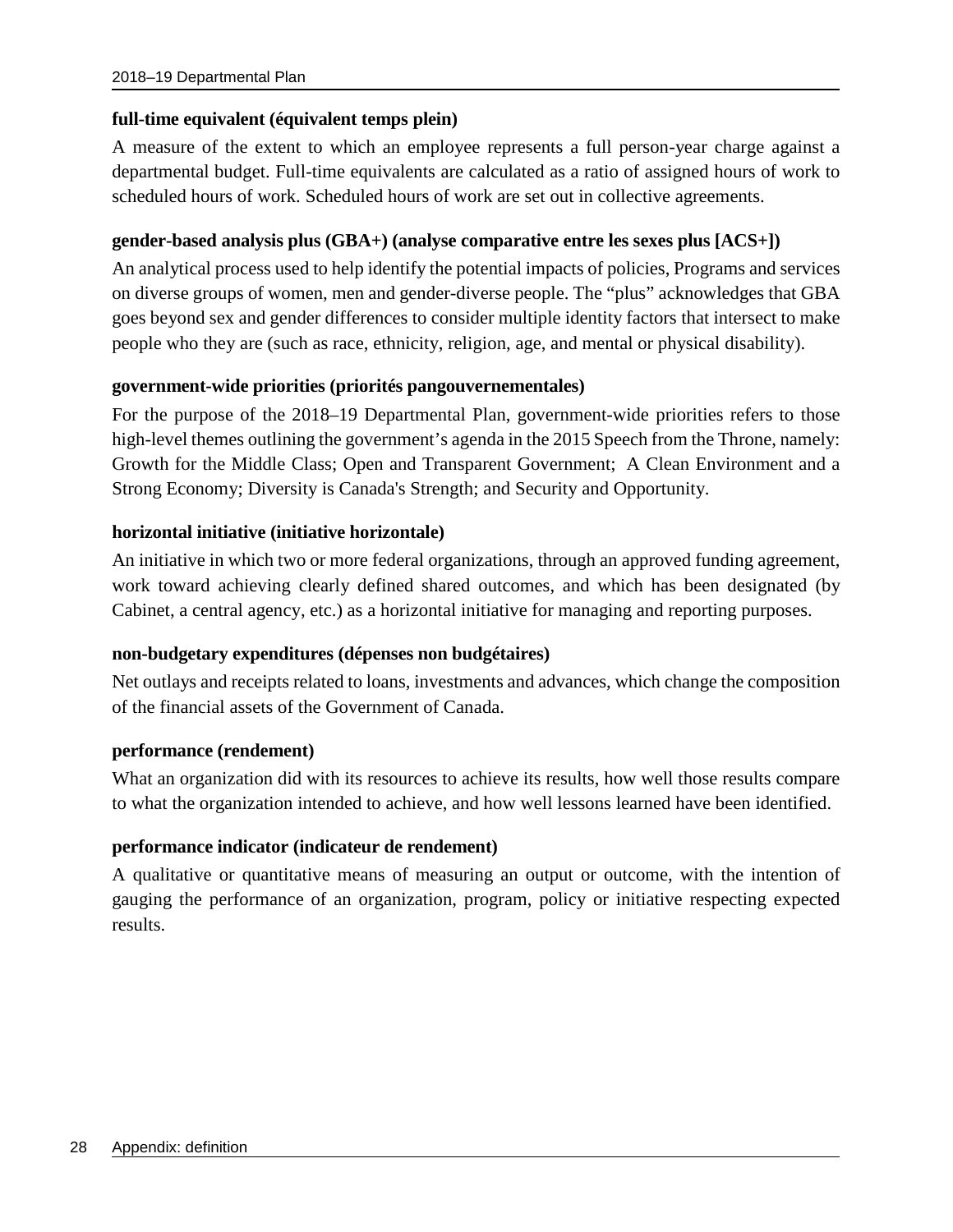**full-time equivalent (équivalent temps plein)**

A measure of the extent to which an employee represents a full person-year charge against a departmental budget. Full-time equivalents are calculated as a ratio of assigned hours of work to scheduled hours of work. Scheduled hours of work are set out in collective agreements.

**gender-based analysis plus (GBA+) (analyse comparative entre les sexes plus [ACS+])**

An analytical process used to help identify the potential impacts of policies, Programs and services on diverse groups of women, men and gender-diverse people. The "plus" acknowledges that GBA goes beyond sex and gender differences to consider multiple identity factors that intersect to make people who they are (such as race, ethnicity, religion, age, and mental or physical disability).

**government-wide priorities (priorités pangouvernementales)**

For the purpose of the 2018–19 Departmental Plan, government-wide priorities refers to those high-level themes outlining the government's agenda in the 2015 Speech from the Throne, namely: Growth for the Middle Class; Open and Transparent Government; A Clean Environment and a Strong Economy; Diversity is Canada's Strength; and Security and Opportunity.

**horizontal initiative (initiative horizontale)**

An initiative in which two or more federal organizations, through an approved funding agreement, work toward achieving clearly defined shared outcomes, and which has been designated (by Cabinet, a central agency, etc.) as a horizontal initiative for managing and reporting purposes.

**non-budgetary expenditures (dépenses non budgétaires)**

Net outlays and receipts related to loans, investments and advances, which change the composition of the financial assets of the Government of Canada.

**performance (rendement)**

What an organization did with its resources to achieve its results, how well those results compare to what the organization intended to achieve, and how well lessons learned have been identified.

**performance indicator (indicateur de rendement)**

A qualitative or quantitative means of measuring an output or outcome, with the intention of gauging the performance of an organization, program, policy or initiative respecting expected results.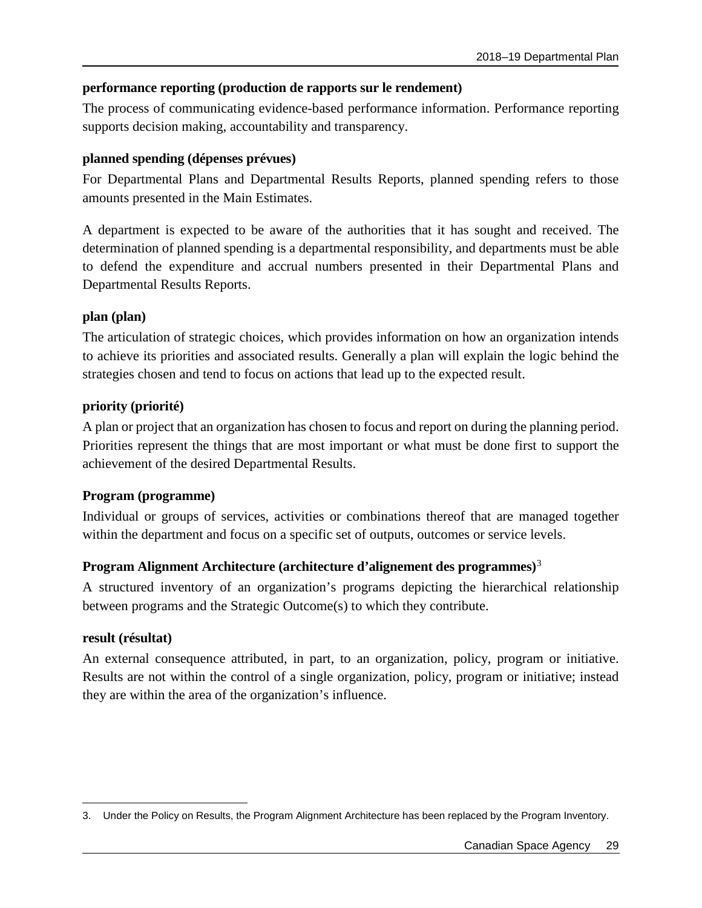**performance reporting (production de rapports sur le rendement)**

The process of communicating evidence-based performance information. Performance reporting supports decision making, accountability and transparency.

**planned spending (dépenses prévues)**

For Departmental Plans and Departmental Results Reports, planned spending refers to those amounts presented in the Main Estimates.

A department is expected to be aware of the authorities that it has sought and received. The determination of planned spending is a departmental responsibility, and departments must be able to defend the expenditure and accrual numbers presented in their Departmental Plans and Departmental Results Reports.

**plan (plan)**

The articulation of strategic choices, which provides information on how an organization intends to achieve its priorities and associated results. Generally a plan will explain the logic behind the strategies chosen and tend to focus on actions that lead up to the expected result.

**priority (priorité)**

A plan or project that an organization has chosen to focus and report on during the planning period. Priorities represent the things that are most important or what must be done first to support the achievement of the desired Departmental Results.

**Program (programme)**

Individual or groups of services, activities or combinations thereof that are managed together within the department and focus on a specific set of outputs, outcomes or service levels.

**Program Alignment Architecture (architecture d'alignement des programmes)**[3]

A structured inventory of an organization's programs depicting the hierarchical relationship between programs and the Strategic Outcome(s) to which they contribute.

**result (résultat)**

An external consequence attributed, in part, to an organization, policy, program or initiative. Results are not within the control of a single organization, policy, program or initiative; instead they are within the area of the organization's influence.

3. Under the Policy on Results, the Program Alignment Architecture has been replaced by the Program Inventory.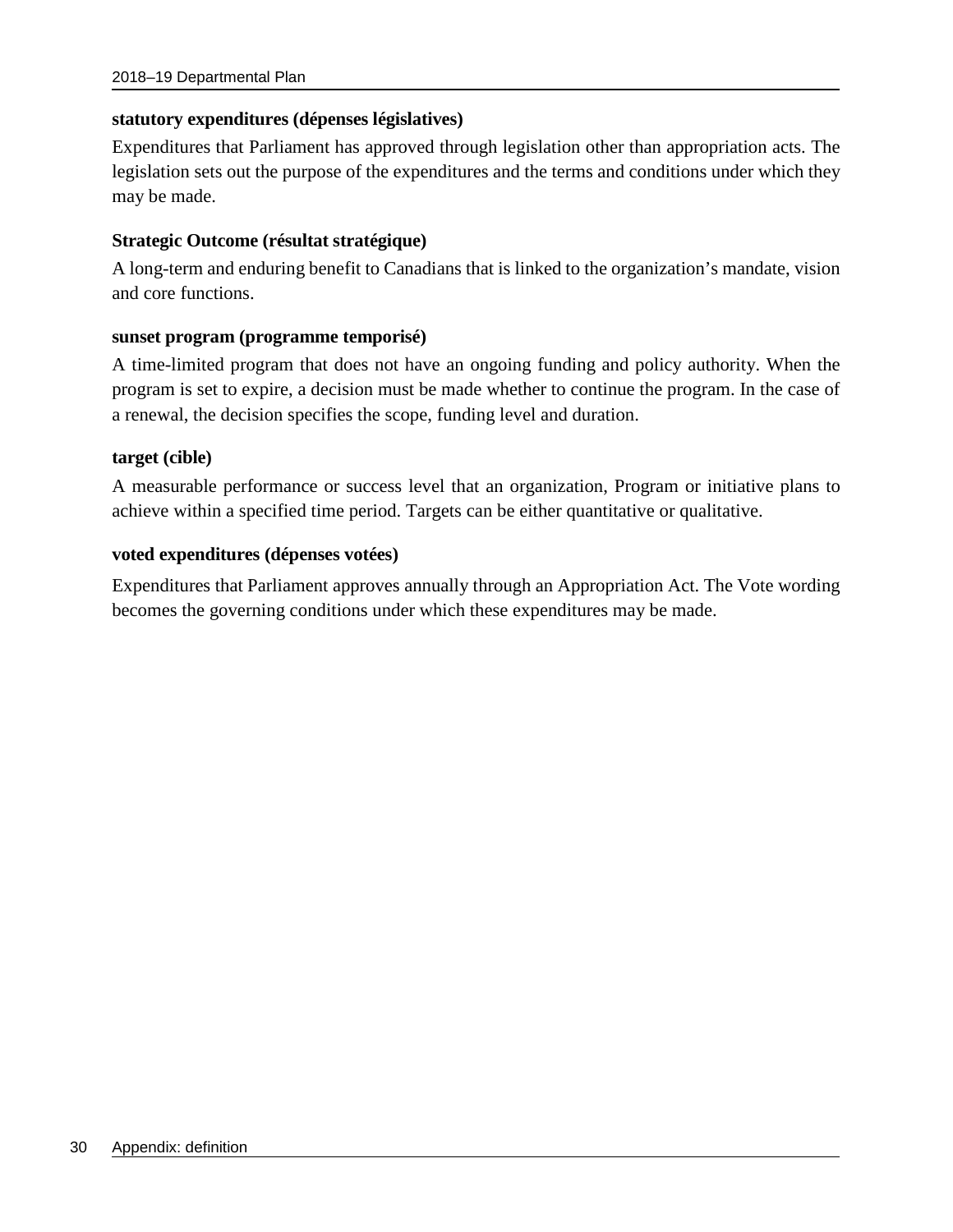**statutory expenditures (dépenses législatives)**

Expenditures that Parliament has approved through legislation other than appropriation acts. The legislation sets out the purpose of the expenditures and the terms and conditions under which they may be made.

**Strategic Outcome (résultat stratégique)**

A long-term and enduring benefit to Canadians that is linked to the organization's mandate, vision and core functions.

**sunset program (programme temporisé)**

A time-limited program that does not have an ongoing funding and policy authority. When the program is set to expire, a decision must be made whether to continue the program. In the case of a renewal, the decision specifies the scope, funding level and duration.

**target (cible)**

A measurable performance or success level that an organization, Program or initiative plans to achieve within a specified time period. Targets can be either quantitative or qualitative.

**voted expenditures (dépenses votées)**

Expenditures that Parliament approves annually through an Appropriation Act. The Vote wording becomes the governing conditions under which these expenditures may be made.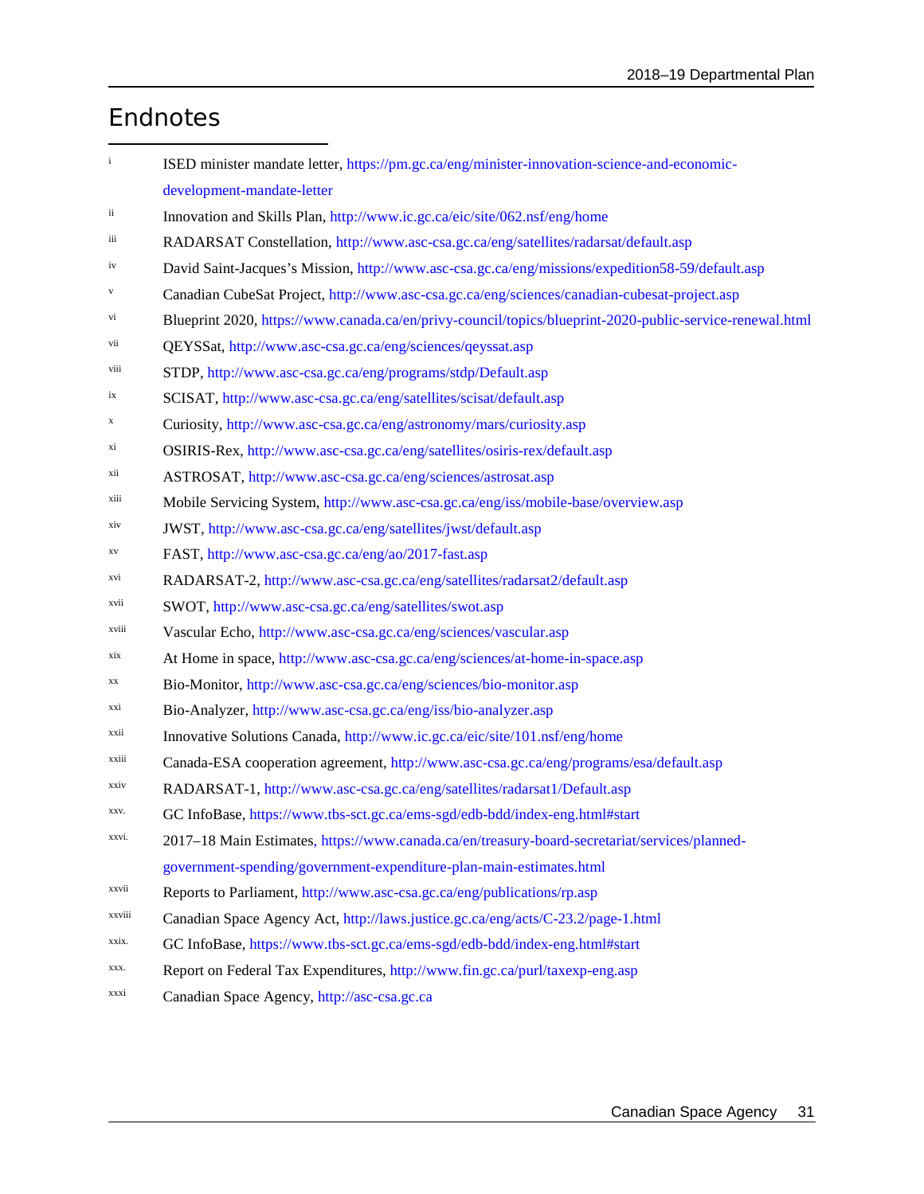# Endnotes

- i ISED minister mandate letter, https://pm.gc.ca/eng/minister-innovation-science-and-economic-development-mandate-letter
- ii Innovation and Skills Plan, http://www.ic.gc.ca/eic/site/062.nsf/eng/home
- iii RADARSAT Constellation, http://www.asc-csa.gc.ca/eng/satellites/radarsat/default.asp
- iv David Saint-Jacques's Mission, http://www.asc-csa.gc.ca/eng/missions/expedition58-59/default.asp
- v Canadian CubeSat Project, http://www.asc-csa.gc.ca/eng/sciences/canadian-cubesat-project.asp
- vi Blueprint 2020, https://www.canada.ca/en/privy-council/topics/blueprint-2020-public-service-renewal.html
- vii QEYSSat, http://www.asc-csa.gc.ca/eng/sciences/qeyssat.asp
- viii STDP, http://www.asc-csa.gc.ca/eng/programs/stdp/Default.asp
- ix SCISAT, http://www.asc-csa.gc.ca/eng/satellites/scisat/default.asp
- x Curiosity, http://www.asc-csa.gc.ca/eng/astronomy/mars/curiosity.asp
- xi OSIRIS-Rex, http://www.asc-csa.gc.ca/eng/satellites/osiris-rex/default.asp
- xii ASTROSAT, http://www.asc-csa.gc.ca/eng/sciences/astrosat.asp
- xiii Mobile Servicing System, http://www.asc-csa.gc.ca/eng/iss/mobile-base/overview.asp
- xiv JWST, http://www.asc-csa.gc.ca/eng/satellites/jwst/default.asp
- xv FAST, http://www.asc-csa.gc.ca/eng/ao/2017-fast.asp
- xvi RADARSAT-2, http://www.asc-csa.gc.ca/eng/satellites/radarsat2/default.asp
- xvii SWOT, http://www.asc-csa.gc.ca/eng/satellites/swot.asp
- xviii Vascular Echo, http://www.asc-csa.gc.ca/eng/sciences/vascular.asp
- xix At Home in space, http://www.asc-csa.gc.ca/eng/sciences/at-home-in-space.asp
- xx Bio-Monitor, http://www.asc-csa.gc.ca/eng/sciences/bio-monitor.asp
- xxi Bio-Analyzer, http://www.asc-csa.gc.ca/eng/iss/bio-analyzer.asp
- xxii Innovative Solutions Canada, http://www.ic.gc.ca/eic/site/101.nsf/eng/home
- xxiii Canada-ESA cooperation agreement, http://www.asc-csa.gc.ca/eng/programs/esa/default.asp
- xxiv RADARSAT-1, http://www.asc-csa.gc.ca/eng/satellites/radarsat1/Default.asp
- xxv. GC InfoBase, https://www.tbs-sct.gc.ca/ems-sgd/edb-bdd/index-eng.html#start
- xxvi. 2017–18 Main Estimates, https://www.canada.ca/en/treasury-board-secretariat/services/planned-government-spending/government-expenditure-plan-main-estimates.html
- xxvii Reports to Parliament, http://www.asc-csa.gc.ca/eng/publications/rp.asp
- xxviii Canadian Space Agency Act, http://laws.justice.gc.ca/eng/acts/C-23.2/page-1.html
- xxix. GC InfoBase, https://www.tbs-sct.gc.ca/ems-sgd/edb-bdd/index-eng.html#start
- xxx. Report on Federal Tax Expenditures, http://www.fin.gc.ca/purl/taxexp-eng.asp
- xxxi Canadian Space Agency, http://asc-csa.gc.ca